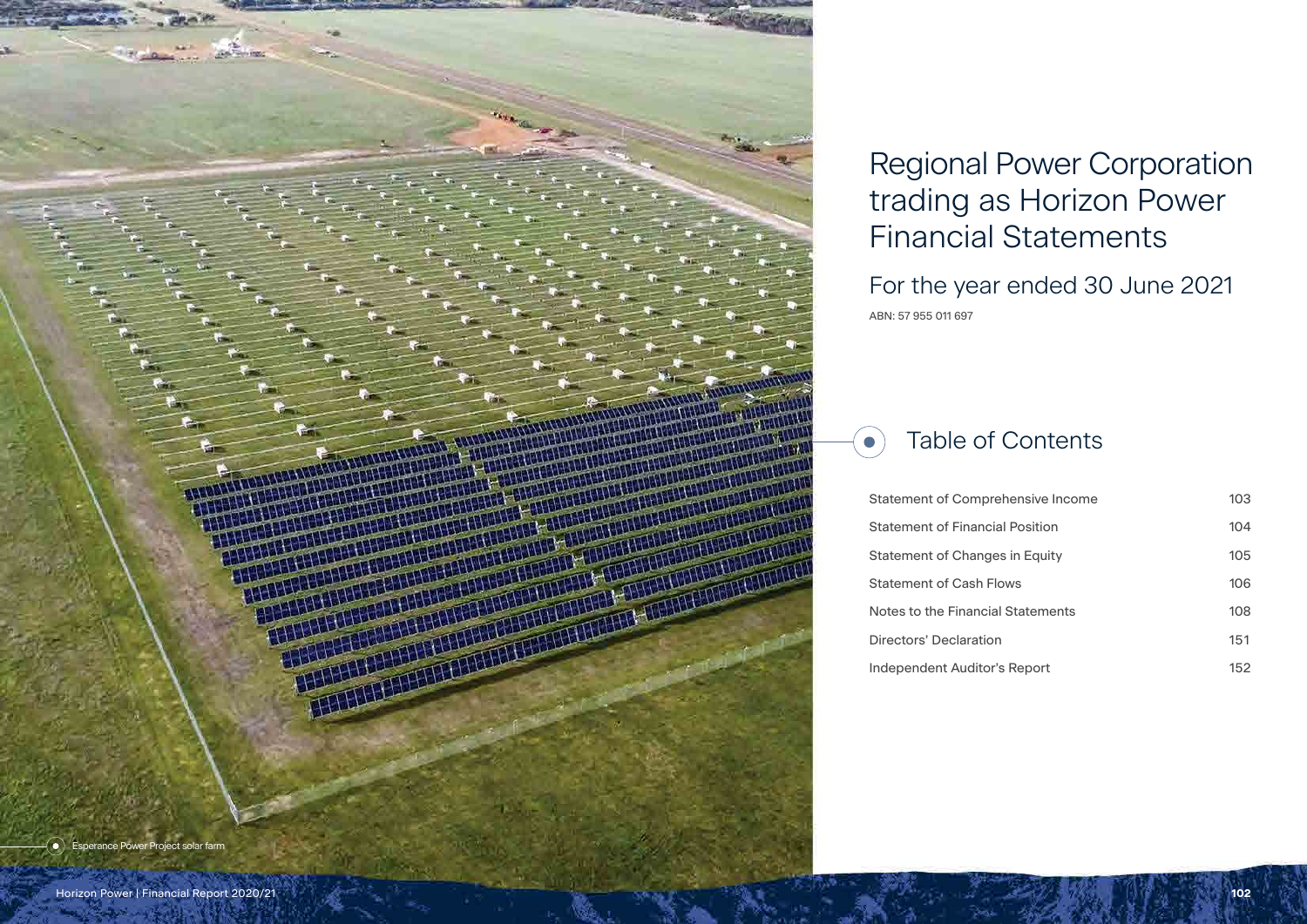# Regional Power Corporation trading as Horizon Power Financial Statements

## For the year ended 30 June 2021

ABN: 57 955 011 697

## Table of Contents

| | |
|---|---|
| Statement of Comprehensive Income | 103 |
| Statement of Financial Position | 104 |
| Statement of Changes in Equity | 105 |
| Statement of Cash Flows | 106 |
| Notes to the Financial Statements | 108 |
| Directors' Declaration | 151 |
| Independent Auditor's Report | 152 |

Esperance Power Project solar farm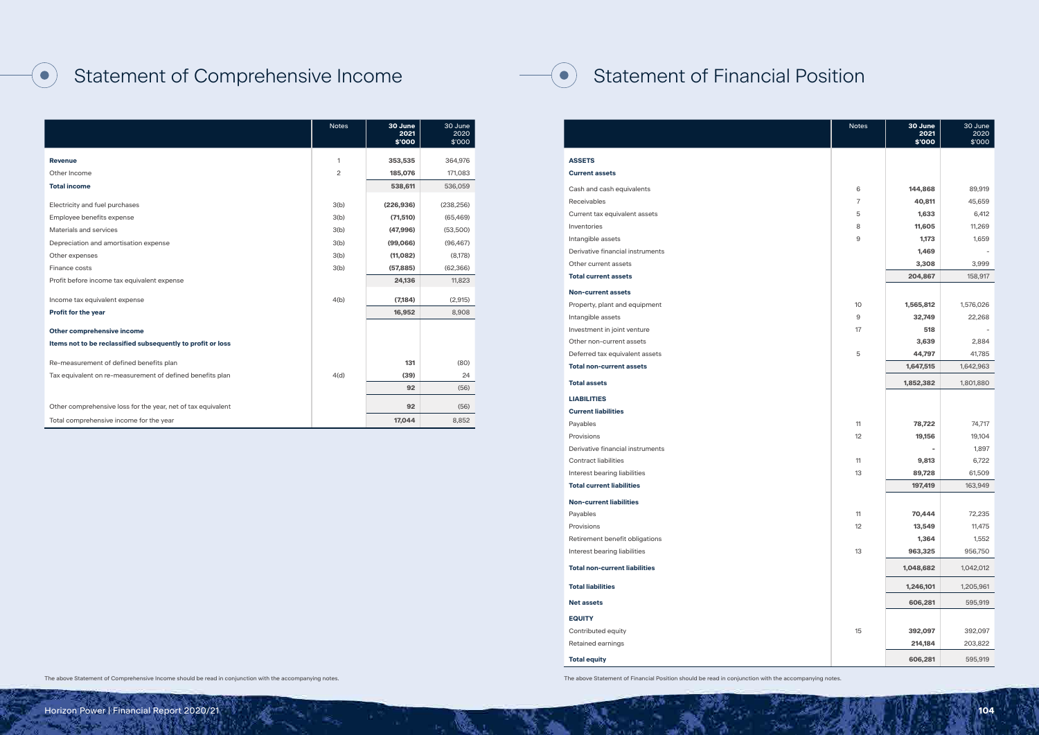# Statement of Comprehensive Income

| | Notes | 30 June 2021 $'000 | 30 June 2020 $'000 |
|---|---|---|---|
| **Revenue** | 1 | **353,535** | 364,976 |
| Other Income | 2 | **185,076** | 171,083 |
| **Total income** | | **538,611** | 536,059 |
| Electricity and fuel purchases | 3(b) | **(226,936)** | (238,256) |
| Employee benefits expense | 3(b) | **(71,510)** | (65,469) |
| Materials and services | 3(b) | **(47,996)** | (53,500) |
| Depreciation and amortisation expense | 3(b) | **(99,066)** | (96,467) |
| Other expenses | 3(b) | **(11,082)** | (8,178) |
| Finance costs | 3(b) | **(57,885)** | (62,366) |
| Profit before income tax equivalent expense | | **24,136** | 11,823 |
| Income tax equivalent expense | 4(b) | **(7,184)** | (2,915) |
| **Profit for the year** | | **16,952** | 8,908 |
| **Other comprehensive income** | | | |
| **Items not to be reclassified subsequently to profit or loss** | | | |
| Re-measurement of defined benefits plan | | **131** | (80) |
| Tax equivalent on re-measurement of defined benefits plan | 4(d) | **(39)** | 24 |
| | | **92** | (56) |
| Other comprehensive loss for the year, net of tax equivalent | | **92** | (56) |
| Total comprehensive income for the year | | **17,044** | 8,852 |

The above Statement of Comprehensive Income should be read in conjunction with the accompanying notes.

# Statement of Financial Position

| | Notes | 30 June 2021 $'000 | 30 June 2020 $'000 |
|---|---|---|---|
| **ASSETS** | | | |
| **Current assets** | | | |
| Cash and cash equivalents | 6 | **144,868** | 89,919 |
| Receivables | 7 | **40,811** | 45,659 |
| Current tax equivalent assets | 5 | **1,633** | 6,412 |
| Inventories | 8 | **11,605** | 11,269 |
| Intangible assets | 9 | **1,173** | 1,659 |
| Derivative financial instruments | | **1,469** | - |
| Other current assets | | **3,308** | 3,999 |
| **Total current assets** | | **204,867** | 158,917 |
| **Non-current assets** | | | |
| Property, plant and equipment | 10 | **1,565,812** | 1,576,026 |
| Intangible assets | 9 | **32,749** | 22,268 |
| Investment in joint venture | 17 | **518** | - |
| Other non-current assets | | **3,639** | 2,884 |
| Deferred tax equivalent assets | 5 | **44,797** | 41,785 |
| **Total non-current assets** | | **1,647,515** | 1,642,963 |
| **Total assets** | | **1,852,382** | 1,801,880 |
| **LIABILITIES** | | | |
| **Current liabilities** | | | |
| Payables | 11 | **78,722** | 74,717 |
| Provisions | 12 | **19,156** | 19,104 |
| Derivative financial instruments | | **-** | 1,897 |
| Contract liabilities | 11 | **9,813** | 6,722 |
| Interest bearing liabilities | 13 | **89,728** | 61,509 |
| **Total current liabilities** | | **197,419** | 163,949 |
| **Non-current liabilities** | | | |
| Payables | 11 | **70,444** | 72,235 |
| Provisions | 12 | **13,549** | 11,475 |
| Retirement benefit obligations | | **1,364** | 1,552 |
| Interest bearing liabilities | 13 | **963,325** | 956,750 |
| **Total non-current liabilities** | | **1,048,682** | 1,042,012 |
| **Total liabilities** | | **1,246,101** | 1,205,961 |
| **Net assets** | | **606,281** | 595,919 |
| **EQUITY** | | | |
| Contributed equity | 15 | **392,097** | 392,097 |
| Retained earnings | | **214,184** | 203,822 |
| **Total equity** | | **606,281** | 595,919 |

The above Statement of Financial Position should be read in conjunction with the accompanying notes.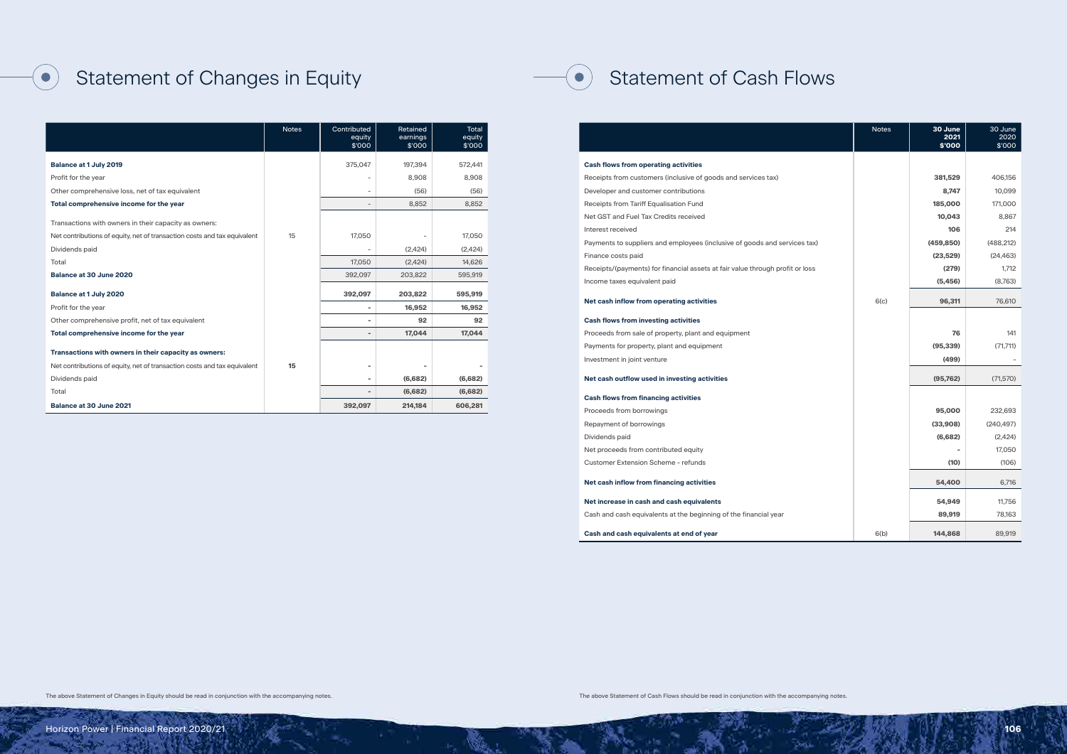# Statement of Changes in Equity

| | Notes | Contributed equity $'000 | Retained earnings $'000 | Total equity $'000 |
|---|---|---|---|---|
| **Balance at 1 July 2019** | | 375,047 | 197,394 | 572,441 |
| Profit for the year | | - | 8,908 | 8,908 |
| Other comprehensive loss, net of tax equivalent | | - | (56) | (56) |
| **Total comprehensive income for the year** | | - | 8,852 | 8,852 |
| Transactions with owners in their capacity as owners: | | | | |
| Net contributions of equity, net of transaction costs and tax equivalent | 15 | 17,050 | - | 17,050 |
| Dividends paid | | - | (2,424) | (2,424) |
| Total | | 17,050 | (2,424) | 14,626 |
| **Balance at 30 June 2020** | | 392,097 | 203,822 | 595,919 |
| **Balance at 1 July 2020** | | **392,097** | **203,822** | **595,919** |
| Profit for the year | | **-** | **16,952** | **16,952** |
| Other comprehensive profit, net of tax equivalent | | **-** | **92** | **92** |
| **Total comprehensive income for the year** | | **-** | **17,044** | **17,044** |
| **Transactions with owners in their capacity as owners:** | | | | |
| Net contributions of equity, net of transaction costs and tax equivalent | **15** | **-** | **-** | **-** |
| Dividends paid | | **-** | **(6,682)** | **(6,682)** |
| Total | | **-** | **(6,682)** | **(6,682)** |
| **Balance at 30 June 2021** | | **392,097** | **214,184** | **606,281** |

The above Statement of Changes in Equity should be read in conjunction with the accompanying notes.

# Statement of Cash Flows

| | Notes | **30 June 2021 $'000** | 30 June 2020 $'000 |
|---|---|---|---|
| **Cash flows from operating activities** | | | |
| Receipts from customers (inclusive of goods and services tax) | | **381,529** | 406,156 |
| Developer and customer contributions | | **8,747** | 10,099 |
| Receipts from Tariff Equalisation Fund | | **185,000** | 171,000 |
| Net GST and Fuel Tax Credits received | | **10,043** | 8,867 |
| Interest received | | **106** | 214 |
| Payments to suppliers and employees (inclusive of goods and services tax) | | **(459,850)** | (488,212) |
| Finance costs paid | | **(23,529)** | (24,463) |
| Receipts/(payments) for financial assets at fair value through profit or loss | | **(279)** | 1,712 |
| Income taxes equivalent paid | | **(5,456)** | (8,763) |
| **Net cash inflow from operating activities** | 6(c) | **96,311** | 76,610 |
| **Cash flows from investing activities** | | | |
| Proceeds from sale of property, plant and equipment | | **76** | 141 |
| Payments for property, plant and equipment | | **(95,339)** | (71,711) |
| Investment in joint venture | | **(499)** | - |
| **Net cash outflow used in investing activities** | | **(95,762)** | (71,570) |
| **Cash flows from financing activities** | | | |
| Proceeds from borrowings | | **95,000** | 232,693 |
| Repayment of borrowings | | **(33,908)** | (240,497) |
| Dividends paid | | **(6,682)** | (2,424) |
| Net proceeds from contributed equity | | **-** | 17,050 |
| Customer Extension Scheme - refunds | | **(10)** | (106) |
| **Net cash inflow from financing activities** | | **54,400** | 6,716 |
| **Net increase in cash and cash equivalents** | | **54,949** | 11,756 |
| Cash and cash equivalents at the beginning of the financial year | | **89,919** | 78,163 |
| **Cash and cash equivalents at end of year** | 6(b) | **144,868** | 89,919 |

The above Statement of Cash Flows should be read in conjunction with the accompanying notes.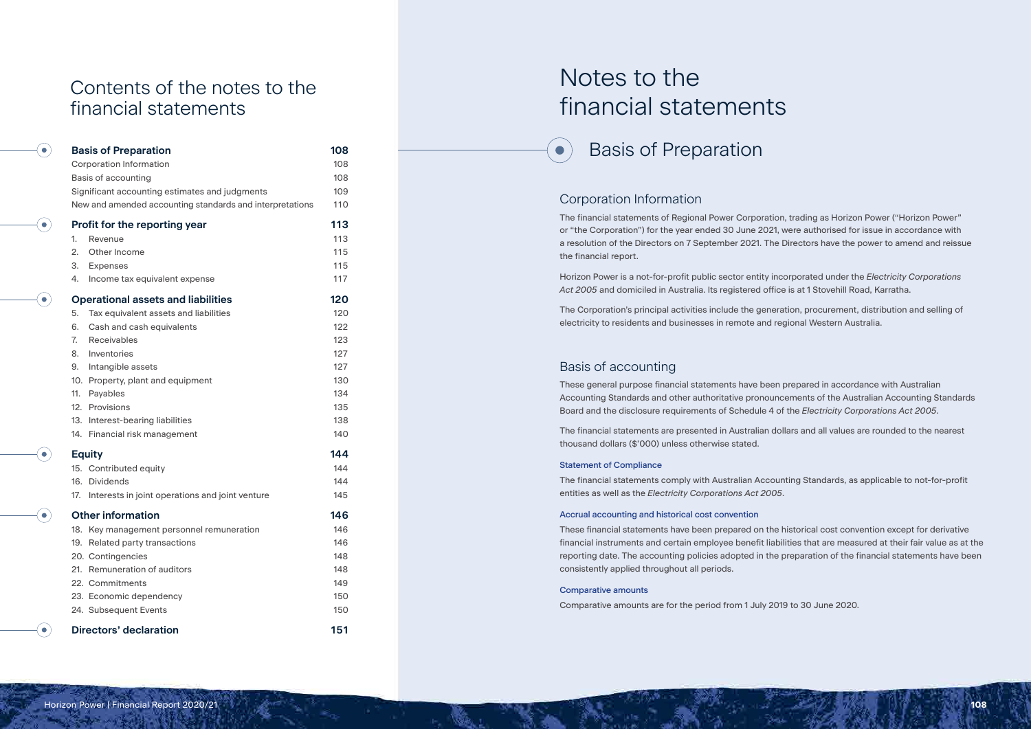# Contents of the notes to the financial statements

| Section | Page |
|---|---|
| **Basis of Preparation** | **108** |
| Corporation Information | 108 |
| Basis of accounting | 108 |
| Significant accounting estimates and judgments | 109 |
| New and amended accounting standards and interpretations | 110 |
| **Profit for the reporting year** | **113** |
| 1. Revenue | 113 |
| 2. Other Income | 115 |
| 3. Expenses | 115 |
| 4. Income tax equivalent expense | 117 |
| **Operational assets and liabilities** | **120** |
| 5. Tax equivalent assets and liabilities | 120 |
| 6. Cash and cash equivalents | 122 |
| 7. Receivables | 123 |
| 8. Inventories | 127 |
| 9. Intangible assets | 127 |
| 10. Property, plant and equipment | 130 |
| 11. Payables | 134 |
| 12. Provisions | 135 |
| 13. Interest-bearing liabilities | 138 |
| 14. Financial risk management | 140 |
| **Equity** | **144** |
| 15. Contributed equity | 144 |
| 16. Dividends | 144 |
| 17. Interests in joint operations and joint venture | 145 |
| **Other information** | **146** |
| 18. Key management personnel remuneration | 146 |
| 19. Related party transactions | 146 |
| 20. Contingencies | 148 |
| 21. Remuneration of auditors | 148 |
| 22. Commitments | 149 |
| 23. Economic dependency | 150 |
| 24. Subsequent Events | 150 |
| **Directors' declaration** | **151** |

# Notes to the financial statements

## Basis of Preparation

### Corporation Information

The financial statements of Regional Power Corporation, trading as Horizon Power ("Horizon Power" or "the Corporation") for the year ended 30 June 2021, were authorised for issue in accordance with a resolution of the Directors on 7 September 2021. The Directors have the power to amend and reissue the financial report.

Horizon Power is a not-for-profit public sector entity incorporated under the *Electricity Corporations Act 2005* and domiciled in Australia. Its registered office is at 1 Stovehill Road, Karratha.

The Corporation's principal activities include the generation, procurement, distribution and selling of electricity to residents and businesses in remote and regional Western Australia.

### Basis of accounting

These general purpose financial statements have been prepared in accordance with Australian Accounting Standards and other authoritative pronouncements of the Australian Accounting Standards Board and the disclosure requirements of Schedule 4 of the *Electricity Corporations Act 2005*.

The financial statements are presented in Australian dollars and all values are rounded to the nearest thousand dollars ($'000) unless otherwise stated.

#### Statement of Compliance

The financial statements comply with Australian Accounting Standards, as applicable to not-for-profit entities as well as the *Electricity Corporations Act 2005*.

#### Accrual accounting and historical cost convention

These financial statements have been prepared on the historical cost convention except for derivative financial instruments and certain employee benefit liabilities that are measured at their fair value as at the reporting date. The accounting policies adopted in the preparation of the financial statements have been consistently applied throughout all periods.

#### Comparative amounts

Comparative amounts are for the period from 1 July 2019 to 30 June 2020.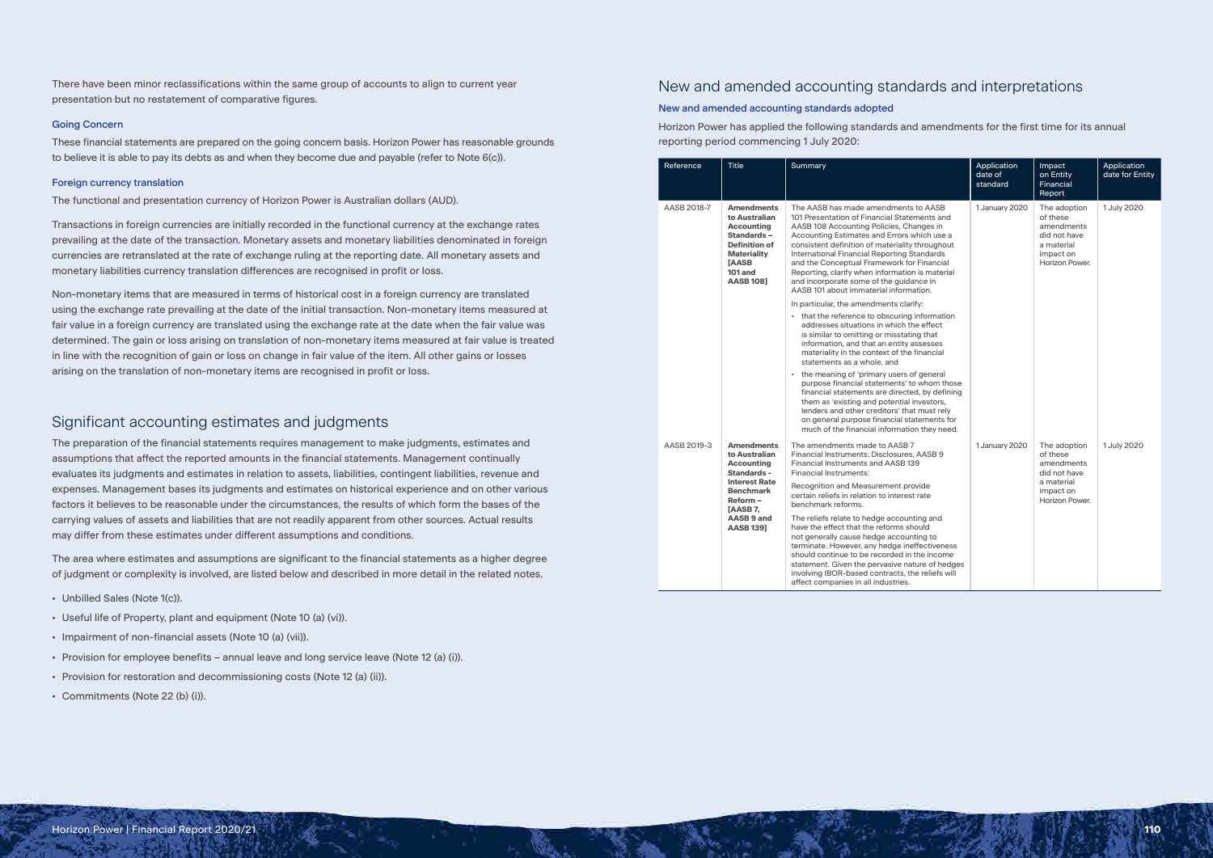There have been minor reclassifications within the same group of accounts to align to current year presentation but no restatement of comparative figures.

### Going Concern

These financial statements are prepared on the going concern basis. Horizon Power has reasonable grounds to believe it is able to pay its debts as and when they become due and payable (refer to Note 6(c)).

### Foreign currency translation

The functional and presentation currency of Horizon Power is Australian dollars (AUD).

Transactions in foreign currencies are initially recorded in the functional currency at the exchange rates prevailing at the date of the transaction. Monetary assets and monetary liabilities denominated in foreign currencies are retranslated at the rate of exchange ruling at the reporting date. All monetary assets and monetary liabilities currency translation differences are recognised in profit or loss.

Non-monetary items that are measured in terms of historical cost in a foreign currency are translated using the exchange rate prevailing at the date of the initial transaction. Non-monetary items measured at fair value in a foreign currency are translated using the exchange rate at the date when the fair value was determined. The gain or loss arising on translation of non-monetary items measured at fair value is treated in line with the recognition of gain or loss on change in fair value of the item. All other gains or losses arising on the translation of non-monetary items are recognised in profit or loss.

## Significant accounting estimates and judgments

The preparation of the financial statements requires management to make judgments, estimates and assumptions that affect the reported amounts in the financial statements. Management continually evaluates its judgments and estimates in relation to assets, liabilities, contingent liabilities, revenue and expenses. Management bases its judgments and estimates on historical experience and on other various factors it believes to be reasonable under the circumstances, the results of which form the bases of the carrying values of assets and liabilities that are not readily apparent from other sources. Actual results may differ from these estimates under different assumptions and conditions.

The area where estimates and assumptions are significant to the financial statements as a higher degree of judgment or complexity is involved, are listed below and described in more detail in the related notes.

- Unbilled Sales (Note 1(c)).
- Useful life of Property, plant and equipment (Note 10 (a) (vi)).
- Impairment of non-financial assets (Note 10 (a) (vii)).
- Provision for employee benefits – annual leave and long service leave (Note 12 (a) (i)).
- Provision for restoration and decommissioning costs (Note 12 (a) (ii)).
- Commitments (Note 22 (b) (i)).

## New and amended accounting standards and interpretations

### New and amended accounting standards adopted

Horizon Power has applied the following standards and amendments for the first time for its annual reporting period commencing 1 July 2020:

| Reference | Title | Summary | Application date of standard | Impact on Entity Financial Report | Application date for Entity |
|---|---|---|---|---|---|
| AASB 2018-7 | **Amendments to Australian Accounting Standards – Definition of Materiality [AASB 101 and AASB 108]** | The AASB has made amendments to AASB 101 Presentation of Financial Statements and AASB 108 Accounting Policies, Changes in Accounting Estimates and Errors which use a consistent definition of materiality throughout International Financial Reporting Standards and the Conceptual Framework for Financial Reporting, clarify when information is material and incorporate some of the guidance in AASB 101 about immaterial information.<br><br>In particular, the amendments clarify:<br>• that the reference to obscuring information addresses situations in which the effect is similar to omitting or misstating that information, and that an entity assesses materiality in the context of the financial statements as a whole, and<br>• the meaning of 'primary users of general purpose financial statements' to whom those financial statements are directed, by defining them as 'existing and potential investors, lenders and other creditors' that must rely on general purpose financial statements for much of the financial information they need. | 1 January 2020 | The adoption of these amendments did not have a material impact on Horizon Power. | 1 July 2020 |
| AASB 2019-3 | **Amendments to Australian Accounting Standards - Interest Rate Benchmark Reform – [AASB 7, AASB 9 and AASB 139]** | The amendments made to AASB 7 Financial Instruments: Disclosures, AASB 9 Financial Instruments and AASB 139 Financial Instruments:<br><br>Recognition and Measurement provide certain reliefs in relation to interest rate benchmark reforms.<br><br>The reliefs relate to hedge accounting and have the effect that the reforms should not generally cause hedge accounting to terminate. However, any hedge ineffectiveness should continue to be recorded in the income statement. Given the pervasive nature of hedges involving IBOR-based contracts, the reliefs will affect companies in all industries. | 1 January 2020 | The adoption of these amendments did not have a material impact on Horizon Power. | 1 July 2020 |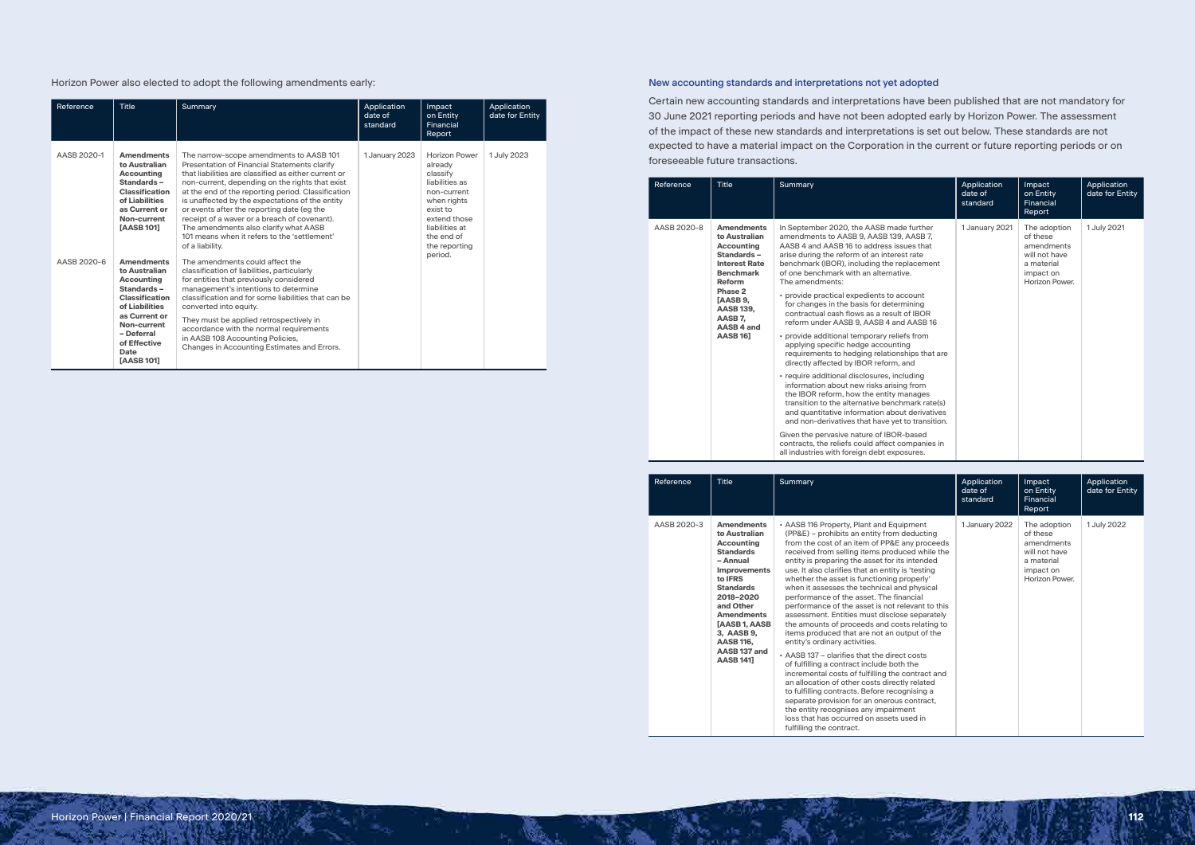Horizon Power also elected to adopt the following amendments early:

| Reference | Title | Summary | Application date of standard | Impact on Entity Financial Report | Application date for Entity |
|---|---|---|---|---|---|
| AASB 2020-1 | **Amendments to Australian Accounting Standards – Classification of Liabilities as Current or Non-current [AASB 101]** | The narrow-scope amendments to AASB 101 Presentation of Financial Statements clarify that liabilities are classified as either current or non-current, depending on the rights that exist at the end of the reporting period. Classification is unaffected by the expectations of the entity or events after the reporting date (eg the receipt of a waver or a breach of covenant). The amendments also clarify what AASB 101 means when it refers to the 'settlement' of a liability. | 1 January 2023 | Horizon Power already classify liabilities as non-current when rights exist to extend those liabilities at the end of the reporting period. | 1 July 2023 |
| AASB 2020-6 | **Amendments to Australian Accounting Standards – Classification of Liabilities as Current or Non-current – Deferral of Effective Date [AASB 101]** | The amendments could affect the classification of liabilities, particularly for entities that previously considered management's intentions to determine classification and for some liabilities that can be converted into equity. They must be applied retrospectively in accordance with the normal requirements in AASB 108 Accounting Policies, Changes in Accounting Estimates and Errors. | | | |

## New accounting standards and interpretations not yet adopted

Certain new accounting standards and interpretations have been published that are not mandatory for 30 June 2021 reporting periods and have not been adopted early by Horizon Power. The assessment of the impact of these new standards and interpretations is set out below. These standards are not expected to have a material impact on the Corporation in the current or future reporting periods or on foreseeable future transactions.

| Reference | Title | Summary | Application date of standard | Impact on Entity Financial Report | Application date for Entity |
|---|---|---|---|---|---|
| AASB 2020-8 | **Amendments to Australian Accounting Standards – Interest Rate Benchmark Reform Phase 2 [AASB 9, AASB 139, AASB 7, AASB 4 and AASB 16]** | In September 2020, the AASB made further amendments to AASB 9, AASB 139, AASB 7, AASB 4 and AASB 16 to address issues that arise during the reform of an interest rate benchmark (IBOR), including the replacement of one benchmark with an alternative. The amendments:<br>• provide practical expedients to account for changes in the basis for determining contractual cash flows as a result of IBOR reform under AASB 9, AASB 4 and AASB 16<br>• provide additional temporary reliefs from applying specific hedge accounting requirements to hedging relationships that are directly affected by IBOR reform, and<br>• require additional disclosures, including information about new risks arising from the IBOR reform, how the entity manages transition to the alternative benchmark rate(s) and quantitative information about derivatives and non-derivatives that have yet to transition.<br>Given the pervasive nature of IBOR-based contracts, the reliefs could affect companies in all industries with foreign debt exposures. | 1 January 2021 | The adoption of these amendments will not have a material impact on Horizon Power. | 1 July 2021 |
| AASB 2020-3 | **Amendments to Australian Accounting Standards – Annual Improvements to IFRS Standards 2018–2020 and Other Amendments [AASB 1, AASB 3, AASB 9, AASB 116, AASB 137 and AASB 141]** | • AASB 116 Property, Plant and Equipment (PP&E) – prohibits an entity from deducting from the cost of an item of PP&E any proceeds received from selling items produced while the entity is preparing the asset for its intended use. It also clarifies that an entity is 'testing whether the asset is functioning properly' when it assesses the technical and physical performance of the asset. The financial performance of the asset is not relevant to this assessment. Entities must disclose separately the amounts of proceeds and costs relating to items produced that are not an output of the entity's ordinary activities.<br>• AASB 137 – clarifies that the direct costs of fulfilling a contract include both the incremental costs of fulfilling the contract and an allocation of other costs directly related to fulfilling contracts. Before recognising a separate provision for an onerous contract, the entity recognises any impairment loss that has occurred on assets used in fulfilling the contract. | 1 January 2022 | The adoption of these amendments will not have a material impact on Horizon Power. | 1 July 2022 |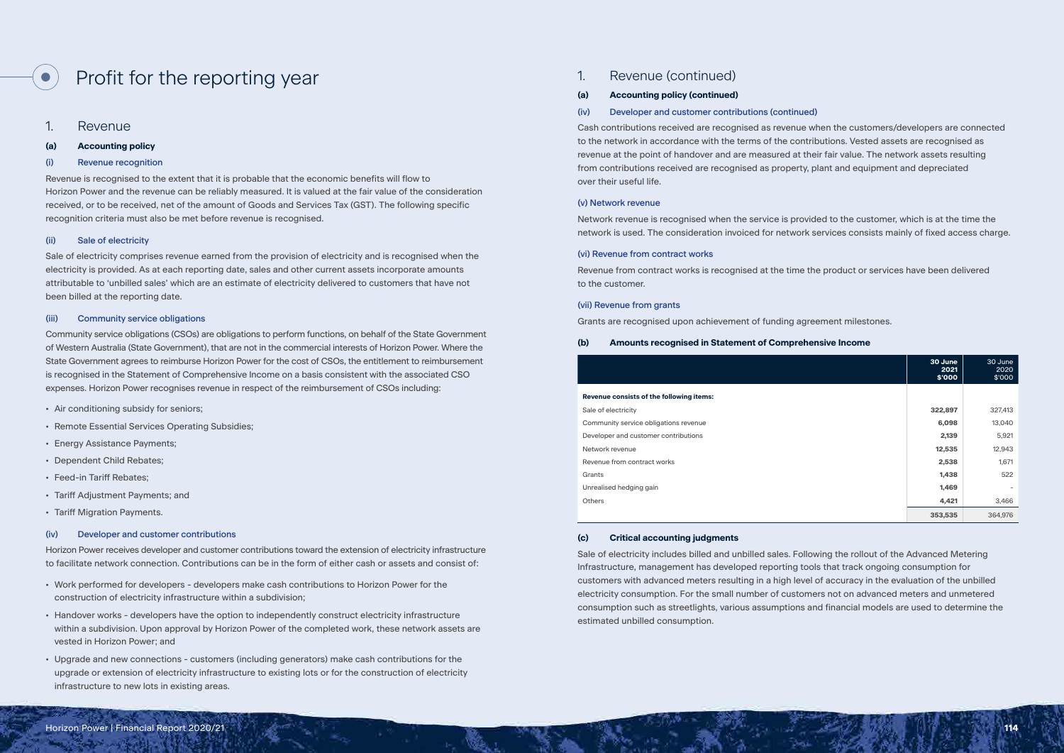# Profit for the reporting year

## 1. Revenue

### (a) Accounting policy

#### (i) Revenue recognition

Revenue is recognised to the extent that it is probable that the economic benefits will flow to Horizon Power and the revenue can be reliably measured. It is valued at the fair value of the consideration received, or to be received, net of the amount of Goods and Services Tax (GST). The following specific recognition criteria must also be met before revenue is recognised.

#### (ii) Sale of electricity

Sale of electricity comprises revenue earned from the provision of electricity and is recognised when the electricity is provided. As at each reporting date, sales and other current assets incorporate amounts attributable to 'unbilled sales' which are an estimate of electricity delivered to customers that have not been billed at the reporting date.

#### (iii) Community service obligations

Community service obligations (CSOs) are obligations to perform functions, on behalf of the State Government of Western Australia (State Government), that are not in the commercial interests of Horizon Power. Where the State Government agrees to reimburse Horizon Power for the cost of CSOs, the entitlement to reimbursement is recognised in the Statement of Comprehensive Income on a basis consistent with the associated CSO expenses. Horizon Power recognises revenue in respect of the reimbursement of CSOs including:

- Air conditioning subsidy for seniors;
- Remote Essential Services Operating Subsidies;
- Energy Assistance Payments;
- Dependent Child Rebates;
- Feed-in Tariff Rebates;
- Tariff Adjustment Payments; and
- Tariff Migration Payments.

#### (iv) Developer and customer contributions

Horizon Power receives developer and customer contributions toward the extension of electricity infrastructure to facilitate network connection. Contributions can be in the form of either cash or assets and consist of:

- Work performed for developers - developers make cash contributions to Horizon Power for the construction of electricity infrastructure within a subdivision;
- Handover works - developers have the option to independently construct electricity infrastructure within a subdivision. Upon approval by Horizon Power of the completed work, these network assets are vested in Horizon Power; and
- Upgrade and new connections - customers (including generators) make cash contributions for the upgrade or extension of electricity infrastructure to existing lots or for the construction of electricity infrastructure to new lots in existing areas.

## 1. Revenue (continued)

### (a) Accounting policy (continued)

#### (iv) Developer and customer contributions (continued)

Cash contributions received are recognised as revenue when the customers/developers are connected to the network in accordance with the terms of the contributions. Vested assets are recognised as revenue at the point of handover and are measured at their fair value. The network assets resulting from contributions received are recognised as property, plant and equipment and depreciated over their useful life.

#### (v) Network revenue

Network revenue is recognised when the service is provided to the customer, which is at the time the network is used. The consideration invoiced for network services consists mainly of fixed access charge.

#### (vi) Revenue from contract works

Revenue from contract works is recognised at the time the product or services have been delivered to the customer.

#### (vii) Revenue from grants

Grants are recognised upon achievement of funding agreement milestones.

### (b) Amounts recognised in Statement of Comprehensive Income

| | 30 June 2021 $'000 | 30 June 2020 $'000 |
|---|---|---|
| **Revenue consists of the following items:** | | |
| Sale of electricity | **322,897** | 327,413 |
| Community service obligations revenue | **6,098** | 13,040 |
| Developer and customer contributions | **2,139** | 5,921 |
| Network revenue | **12,535** | 12,943 |
| Revenue from contract works | **2,538** | 1,671 |
| Grants | **1,438** | 522 |
| Unrealised hedging gain | **1,469** | - |
| Others | **4,421** | 3,466 |
| | **353,535** | 364,976 |

### (c) Critical accounting judgments

Sale of electricity includes billed and unbilled sales. Following the rollout of the Advanced Metering Infrastructure, management has developed reporting tools that track ongoing consumption for customers with advanced meters resulting in a high level of accuracy in the evaluation of the unbilled electricity consumption. For the small number of customers not on advanced meters and unmetered consumption such as streetlights, various assumptions and financial models are used to determine the estimated unbilled consumption.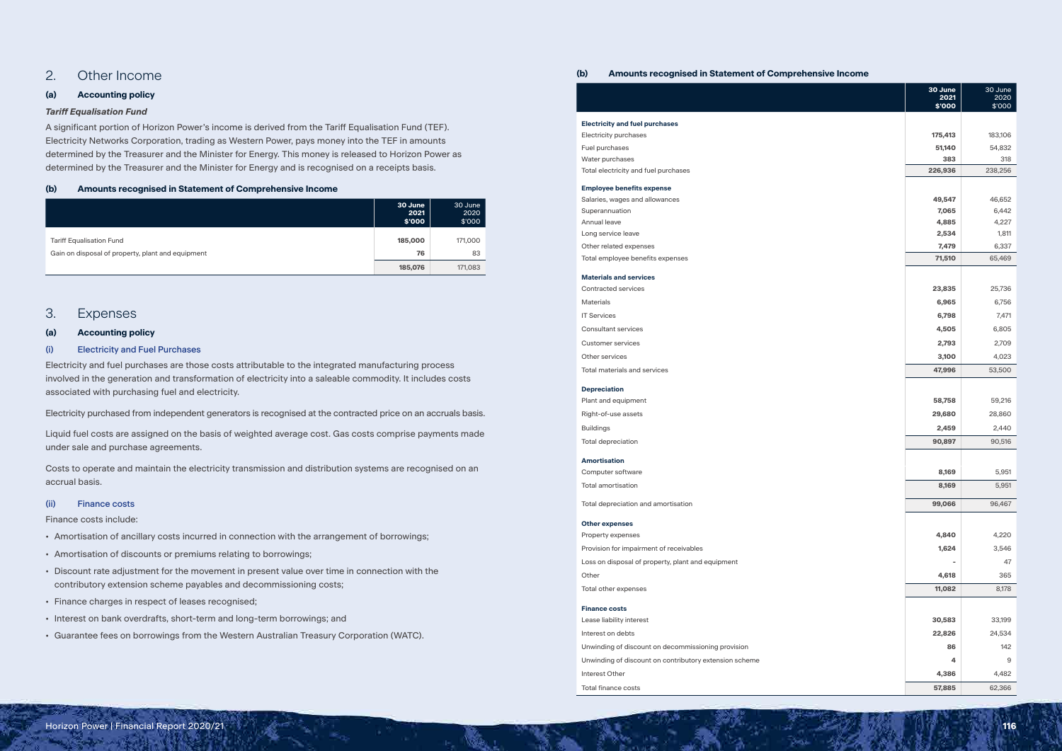## 2. Other Income

### (a) Accounting policy

***Tariff Equalisation Fund***

A significant portion of Horizon Power's income is derived from the Tariff Equalisation Fund (TEF). Electricity Networks Corporation, trading as Western Power, pays money into the TEF in amounts determined by the Treasurer and the Minister for Energy. This money is released to Horizon Power as determined by the Treasurer and the Minister for Energy and is recognised on a receipts basis.

### (b) Amounts recognised in Statement of Comprehensive Income

| | 30 June 2021 $'000 | 30 June 2020 $'000 |
|---|---|---|
| Tariff Equalisation Fund | **185,000** | 171,000 |
| Gain on disposal of property, plant and equipment | **76** | 83 |
| | **185,076** | 171,083 |

## 3. Expenses

### (a) Accounting policy

#### (i) Electricity and Fuel Purchases

Electricity and fuel purchases are those costs attributable to the integrated manufacturing process involved in the generation and transformation of electricity into a saleable commodity. It includes costs associated with purchasing fuel and electricity.

Electricity purchased from independent generators is recognised at the contracted price on an accruals basis.

Liquid fuel costs are assigned on the basis of weighted average cost. Gas costs comprise payments made under sale and purchase agreements.

Costs to operate and maintain the electricity transmission and distribution systems are recognised on an accrual basis.

#### (ii) Finance costs

Finance costs include:

- Amortisation of ancillary costs incurred in connection with the arrangement of borrowings;
- Amortisation of discounts or premiums relating to borrowings;
- Discount rate adjustment for the movement in present value over time in connection with the contributory extension scheme payables and decommissioning costs;
- Finance charges in respect of leases recognised;
- Interest on bank overdrafts, short-term and long-term borrowings; and
- Guarantee fees on borrowings from the Western Australian Treasury Corporation (WATC).

### (b) Amounts recognised in Statement of Comprehensive Income

| | 30 June 2021 $'000 | 30 June 2020 $'000 |
|---|---|---|
| **Electricity and fuel purchases** | | |
| Electricity purchases | **175,413** | 183,106 |
| Fuel purchases | **51,140** | 54,832 |
| Water purchases | **383** | 318 |
| Total electricity and fuel purchases | **226,936** | 238,256 |
| **Employee benefits expense** | | |
| Salaries, wages and allowances | **49,547** | 46,652 |
| Superannuation | **7,065** | 6,442 |
| Annual leave | **4,885** | 4,227 |
| Long service leave | **2,534** | 1,811 |
| Other related expenses | **7,479** | 6,337 |
| Total employee benefits expenses | **71,510** | 65,469 |
| **Materials and services** | | |
| Contracted services | **23,835** | 25,736 |
| Materials | **6,965** | 6,756 |
| IT Services | **6,798** | 7,471 |
| Consultant services | **4,505** | 6,805 |
| Customer services | **2,793** | 2,709 |
| Other services | **3,100** | 4,023 |
| Total materials and services | **47,996** | 53,500 |
| **Depreciation** | | |
| Plant and equipment | **58,758** | 59,216 |
| Right-of-use assets | **29,680** | 28,860 |
| Buildings | **2,459** | 2,440 |
| Total depreciation | **90,897** | 90,516 |
| **Amortisation** | | |
| Computer software | **8,169** | 5,951 |
| Total amortisation | **8,169** | 5,951 |
| Total depreciation and amortisation | **99,066** | 96,467 |
| **Other expenses** | | |
| Property expenses | **4,840** | 4,220 |
| Provision for impairment of receivables | **1,624** | 3,546 |
| Loss on disposal of property, plant and equipment | **-** | 47 |
| Other | **4,618** | 365 |
| Total other expenses | **11,082** | 8,178 |
| **Finance costs** | | |
| Lease liability interest | **30,583** | 33,199 |
| Interest on debts | **22,826** | 24,534 |
| Unwinding of discount on decommissioning provision | **86** | 142 |
| Unwinding of discount on contributory extension scheme | **4** | 9 |
| Interest Other | **4,386** | 4,482 |
| Total finance costs | **57,885** | 62,366 |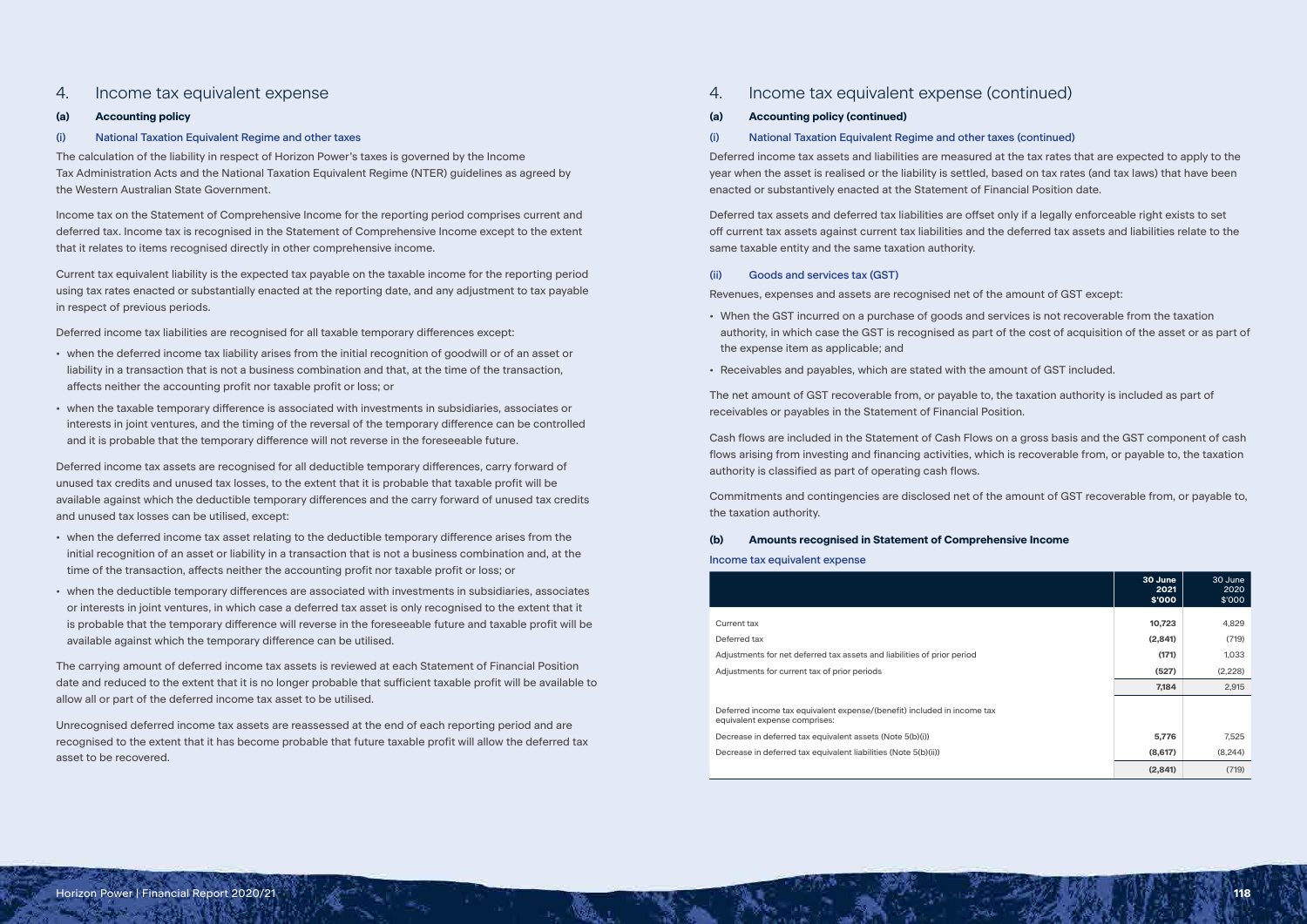# 4. Income tax equivalent expense

### (a) Accounting policy

#### (i) National Taxation Equivalent Regime and other taxes

The calculation of the liability in respect of Horizon Power's taxes is governed by the Income Tax Administration Acts and the National Taxation Equivalent Regime (NTER) guidelines as agreed by the Western Australian State Government.

Income tax on the Statement of Comprehensive Income for the reporting period comprises current and deferred tax. Income tax is recognised in the Statement of Comprehensive Income except to the extent that it relates to items recognised directly in other comprehensive income.

Current tax equivalent liability is the expected tax payable on the taxable income for the reporting period using tax rates enacted or substantially enacted at the reporting date, and any adjustment to tax payable in respect of previous periods.

Deferred income tax liabilities are recognised for all taxable temporary differences except:

- when the deferred income tax liability arises from the initial recognition of goodwill or of an asset or liability in a transaction that is not a business combination and that, at the time of the transaction, affects neither the accounting profit nor taxable profit or loss; or
- when the taxable temporary difference is associated with investments in subsidiaries, associates or interests in joint ventures, and the timing of the reversal of the temporary difference can be controlled and it is probable that the temporary difference will not reverse in the foreseeable future.

Deferred income tax assets are recognised for all deductible temporary differences, carry forward of unused tax credits and unused tax losses, to the extent that it is probable that taxable profit will be available against which the deductible temporary differences and the carry forward of unused tax credits and unused tax losses can be utilised, except:

- when the deferred income tax asset relating to the deductible temporary difference arises from the initial recognition of an asset or liability in a transaction that is not a business combination and, at the time of the transaction, affects neither the accounting profit nor taxable profit or loss; or
- when the deductible temporary differences are associated with investments in subsidiaries, associates or interests in joint ventures, in which case a deferred tax asset is only recognised to the extent that it is probable that the temporary difference will reverse in the foreseeable future and taxable profit will be available against which the temporary difference can be utilised.

The carrying amount of deferred income tax assets is reviewed at each Statement of Financial Position date and reduced to the extent that it is no longer probable that sufficient taxable profit will be available to allow all or part of the deferred income tax asset to be utilised.

Unrecognised deferred income tax assets are reassessed at the end of each reporting period and are recognised to the extent that it has become probable that future taxable profit will allow the deferred tax asset to be recovered.

# 4. Income tax equivalent expense (continued)

### (a) Accounting policy (continued)

#### (i) National Taxation Equivalent Regime and other taxes (continued)

Deferred income tax assets and liabilities are measured at the tax rates that are expected to apply to the year when the asset is realised or the liability is settled, based on tax rates (and tax laws) that have been enacted or substantively enacted at the Statement of Financial Position date.

Deferred tax assets and deferred tax liabilities are offset only if a legally enforceable right exists to set off current tax assets against current tax liabilities and the deferred tax assets and liabilities relate to the same taxable entity and the same taxation authority.

#### (ii) Goods and services tax (GST)

Revenues, expenses and assets are recognised net of the amount of GST except:

- When the GST incurred on a purchase of goods and services is not recoverable from the taxation authority, in which case the GST is recognised as part of the cost of acquisition of the asset or as part of the expense item as applicable; and
- Receivables and payables, which are stated with the amount of GST included.

The net amount of GST recoverable from, or payable to, the taxation authority is included as part of receivables or payables in the Statement of Financial Position.

Cash flows are included in the Statement of Cash Flows on a gross basis and the GST component of cash flows arising from investing and financing activities, which is recoverable from, or payable to, the taxation authority is classified as part of operating cash flows.

Commitments and contingencies are disclosed net of the amount of GST recoverable from, or payable to, the taxation authority.

### (b) Amounts recognised in Statement of Comprehensive Income

Income tax equivalent expense

| | **30 June 2021 $'000** | 30 June 2020 $'000 |
|---|---|---|
| Current tax | **10,723** | 4,829 |
| Deferred tax | **(2,841)** | (719) |
| Adjustments for net deferred tax assets and liabilities of prior period | **(171)** | 1,033 |
| Adjustments for current tax of prior periods | **(527)** | (2,228) |
| | **7,184** | 2,915 |
| Deferred income tax equivalent expense/(benefit) included in income tax equivalent expense comprises: | | |
| Decrease in deferred tax equivalent assets (Note 5(b)(i)) | **5,776** | 7,525 |
| Decrease in deferred tax equivalent liabilities (Note 5(b)(ii)) | **(8,617)** | (8,244) |
| | **(2,841)** | (719) |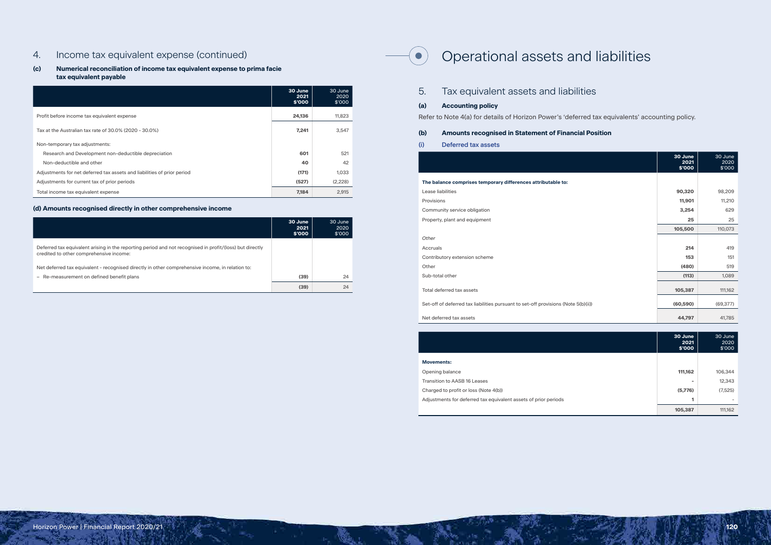## 4. Income tax equivalent expense (continued)

### (c) Numerical reconciliation of income tax equivalent expense to prima facie tax equivalent payable

| | 30 June 2021 $'000 | 30 June 2020 $'000 |
|---|---|---|
| Profit before income tax equivalent expense | **24,136** | 11,823 |
| Tax at the Australian tax rate of 30.0% (2020 - 30.0%) | **7,241** | 3,547 |
| Non-temporary tax adjustments: | | |
| Research and Development non-deductible depreciation | **601** | 521 |
| Non-deductible and other | **40** | 42 |
| Adjustments for net deferred tax assets and liabilities of prior period | **(171)** | 1,033 |
| Adjustments for current tax of prior periods | **(527)** | (2,228) |
| Total income tax equivalent expense | **7,184** | 2,915 |

### (d) Amounts recognised directly in other comprehensive income

| | 30 June 2021 $'000 | 30 June 2020 $'000 |
|---|---|---|
| Deferred tax equivalent arising in the reporting period and not recognised in profit/(loss) but directly credited to other comprehensive income: | | |
| Net deferred tax equivalent - recognised directly in other comprehensive income, in relation to: | | |
| – Re-measurement on defined benefit plans | **(39)** | 24 |
| | **(39)** | 24 |

# Operational assets and liabilities

## 5. Tax equivalent assets and liabilities

### (a) Accounting policy

Refer to Note 4(a) for details of Horizon Power's 'deferred tax equivalents' accounting policy.

### (b) Amounts recognised in Statement of Financial Position

#### (i) Deferred tax assets

| | 30 June 2021 $'000 | 30 June 2020 $'000 |
|---|---|---|
| **The balance comprises temporary differences attributable to:** | | |
| Lease liabilities | **90,320** | 98,209 |
| Provisions | **11,901** | 11,210 |
| Community service obligation | **3,254** | 629 |
| Property, plant and equipment | **25** | 25 |
| | **105,500** | 110,073 |
| *Other* | | |
| Accruals | **214** | 419 |
| Contributory extension scheme | **153** | 151 |
| Other | **(480)** | 519 |
| Sub-total other | **(113)** | 1,089 |
| Total deferred tax assets | **105,387** | 111,162 |
| Set-off of deferred tax liabilities pursuant to set-off provisions (Note 5(b)(ii)) | **(60,590)** | (69,377) |
| Net deferred tax assets | **44,797** | 41,785 |

| | 30 June 2021 $'000 | 30 June 2020 $'000 |
|---|---|---|
| **Movements:** | | |
| Opening balance | **111,162** | 106,344 |
| Transition to AASB 16 Leases | **-** | 12,343 |
| Charged to profit or loss (Note 4(b)) | **(5,776)** | (7,525) |
| Adjustments for deferred tax equivalent assets of prior periods | **1** | - |
| | **105,387** | 111,162 |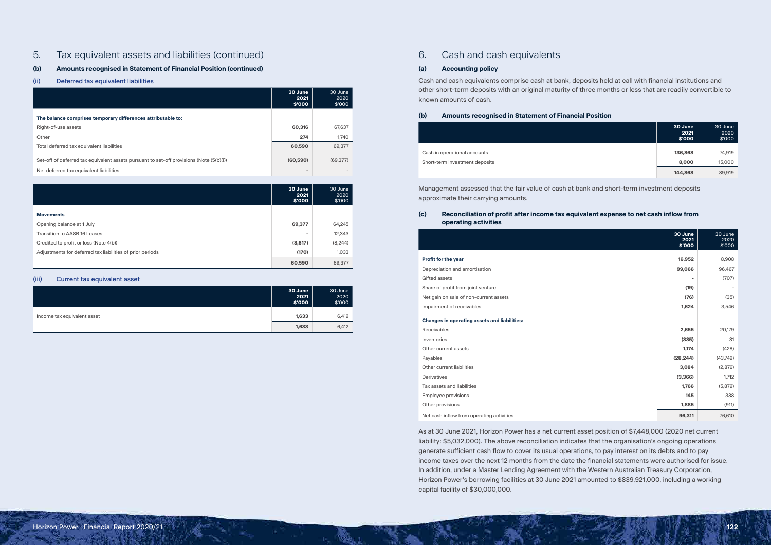# 5. Tax equivalent assets and liabilities (continued)

## (b) Amounts recognised in Statement of Financial Position (continued)

### (ii) Deferred tax equivalent liabilities

| | 30 June 2021 $'000 | 30 June 2020 $'000 |
|---|---|---|
| **The balance comprises temporary differences attributable to:** | | |
| Right-of-use assets | **60,316** | 67,637 |
| Other | **274** | 1,740 |
| Total deferred tax equivalent liabilities | **60,590** | 69,377 |
| Set-off of deferred tax equivalent assets pursuant to set-off provisions (Note (5(b)(i)) | **(60,590)** | (69,377) |
| Net deferred tax equivalent liabilities | **-** | - |

| | 30 June 2021 $'000 | 30 June 2020 $'000 |
|---|---|---|
| **Movements** | | |
| Opening balance at 1 July | **69,377** | 64,245 |
| Transition to AASB 16 Leases | **-** | 12,343 |
| Credited to profit or loss (Note 4(b)) | **(8,617)** | (8,244) |
| Adjustments for deferred tax liabilities of prior periods | **(170)** | 1,033 |
| | **60,590** | 69,377 |

### (iii) Current tax equivalent asset

| | 30 June 2021 $'000 | 30 June 2020 $'000 |
|---|---|---|
| Income tax equivalent asset | **1,633** | 6,412 |
| | **1,633** | 6,412 |

# 6. Cash and cash equivalents

## (a) Accounting policy

Cash and cash equivalents comprise cash at bank, deposits held at call with financial institutions and other short-term deposits with an original maturity of three months or less that are readily convertible to known amounts of cash.

## (b) Amounts recognised in Statement of Financial Position

| | 30 June 2021 $'000 | 30 June 2020 $'000 |
|---|---|---|
| Cash in operational accounts | **136,868** | 74,919 |
| Short-term investment deposits | **8,000** | 15,000 |
| | **144,868** | 89,919 |

Management assessed that the fair value of cash at bank and short-term investment deposits approximate their carrying amounts.

## (c) Reconciliation of profit after income tax equivalent expense to net cash inflow from operating activities

| | 30 June 2021 $'000 | 30 June 2020 $'000 |
|---|---|---|
| **Profit for the year** | **16,952** | 8,908 |
| Depreciation and amortisation | **99,066** | 96,467 |
| Gifted assets | **-** | (707) |
| Share of profit from joint venture | **(19)** | - |
| Net gain on sale of non-current assets | **(76)** | (35) |
| Impairment of receivables | **1,624** | 3,546 |
| **Changes in operating assets and liabilities:** | | |
| Receivables | **2,655** | 20,179 |
| Inventories | **(335)** | 31 |
| Other current assets | **1,174** | (428) |
| Payables | **(28,244)** | (43,742) |
| Other current liabilities | **3,084** | (2,876) |
| Derivatives | **(3,366)** | 1,712 |
| Tax assets and liabilities | **1,766** | (5,872) |
| Employee provisions | **145** | 338 |
| Other provisions | **1,885** | (911) |
| Net cash inflow from operating activities | **96,311** | 76,610 |

As at 30 June 2021, Horizon Power has a net current asset position of $7,448,000 (2020 net current liability: $5,032,000). The above reconciliation indicates that the organisation's ongoing operations generate sufficient cash flow to cover its usual operations, to pay interest on its debts and to pay income taxes over the next 12 months from the date the financial statements were authorised for issue. In addition, under a Master Lending Agreement with the Western Australian Treasury Corporation, Horizon Power's borrowing facilities at 30 June 2021 amounted to $839,921,000, including a working capital facility of $30,000,000.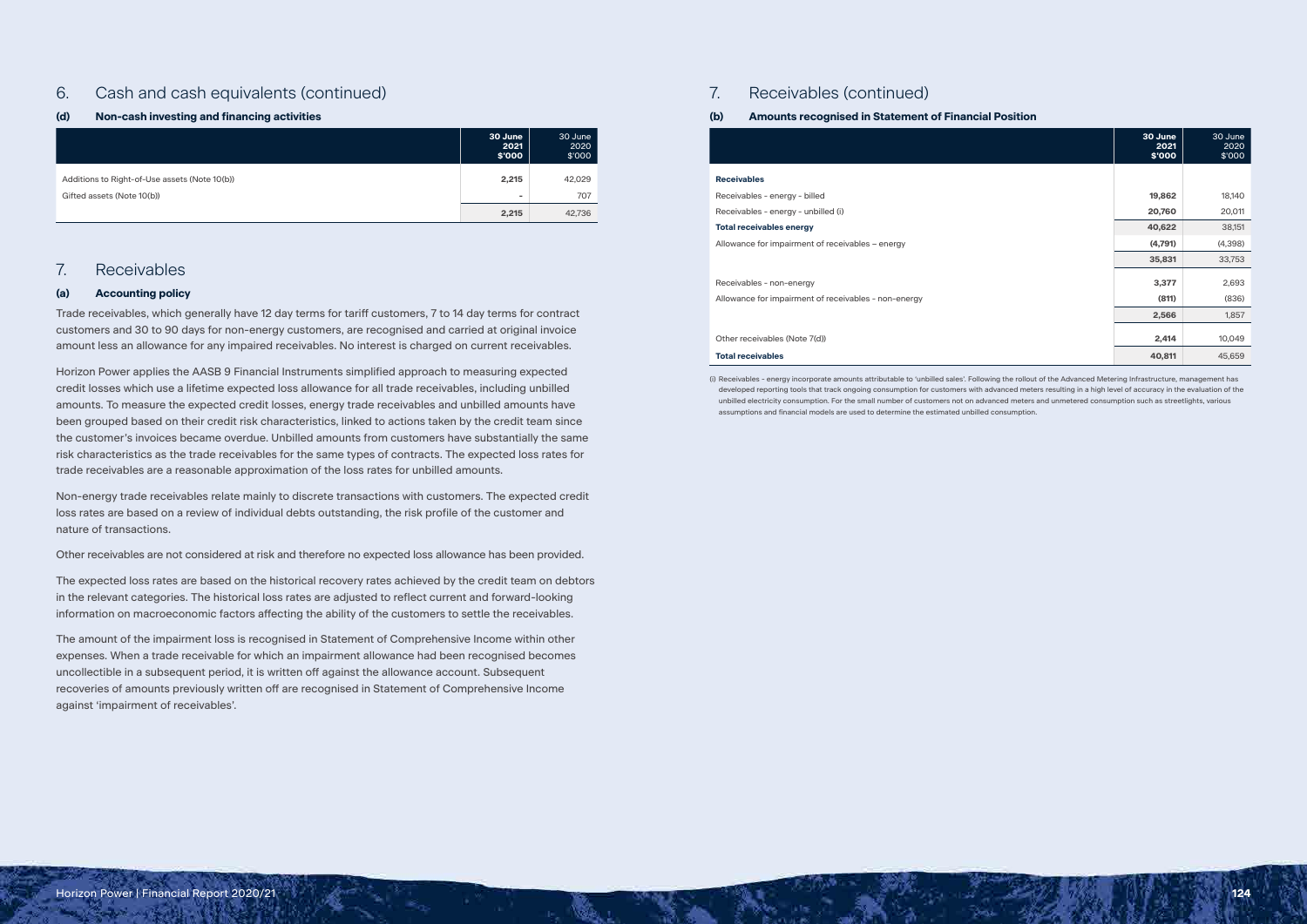## 6. Cash and cash equivalents (continued)

### (d) Non-cash investing and financing activities

| | 30 June 2021 $'000 | 30 June 2020 $'000 |
|---|---|---|
| Additions to Right-of-Use assets (Note 10(b)) | 2,215 | 42,029 |
| Gifted assets (Note 10(b)) | - | 707 |
| | 2,215 | 42,736 |

## 7. Receivables

### (a) Accounting policy

Trade receivables, which generally have 12 day terms for tariff customers, 7 to 14 day terms for contract customers and 30 to 90 days for non-energy customers, are recognised and carried at original invoice amount less an allowance for any impaired receivables. No interest is charged on current receivables.

Horizon Power applies the AASB 9 Financial Instruments simplified approach to measuring expected credit losses which use a lifetime expected loss allowance for all trade receivables, including unbilled amounts. To measure the expected credit losses, energy trade receivables and unbilled amounts have been grouped based on their credit risk characteristics, linked to actions taken by the credit team since the customer's invoices became overdue. Unbilled amounts from customers have substantially the same risk characteristics as the trade receivables for the same types of contracts. The expected loss rates for trade receivables are a reasonable approximation of the loss rates for unbilled amounts.

Non-energy trade receivables relate mainly to discrete transactions with customers. The expected credit loss rates are based on a review of individual debts outstanding, the risk profile of the customer and nature of transactions.

Other receivables are not considered at risk and therefore no expected loss allowance has been provided.

The expected loss rates are based on the historical recovery rates achieved by the credit team on debtors in the relevant categories. The historical loss rates are adjusted to reflect current and forward-looking information on macroeconomic factors affecting the ability of the customers to settle the receivables.

The amount of the impairment loss is recognised in Statement of Comprehensive Income within other expenses. When a trade receivable for which an impairment allowance had been recognised becomes uncollectible in a subsequent period, it is written off against the allowance account. Subsequent recoveries of amounts previously written off are recognised in Statement of Comprehensive Income against 'impairment of receivables'.

## 7. Receivables (continued)

### (b) Amounts recognised in Statement of Financial Position

| | 30 June 2021 $'000 | 30 June 2020 $'000 |
|---|---|---|
| **Receivables** | | |
| Receivables - energy - billed | 19,862 | 18,140 |
| Receivables - energy - unbilled (i) | 20,760 | 20,011 |
| **Total receivables energy** | 40,622 | 38,151 |
| Allowance for impairment of receivables – energy | (4,791) | (4,398) |
| | 35,831 | 33,753 |
| Receivables - non-energy | 3,377 | 2,693 |
| Allowance for impairment of receivables - non-energy | (811) | (836) |
| | 2,566 | 1,857 |
| Other receivables (Note 7(d)) | 2,414 | 10,049 |
| **Total receivables** | 40,811 | 45,659 |

(i) Receivables - energy incorporate amounts attributable to 'unbilled sales'. Following the rollout of the Advanced Metering Infrastructure, management has developed reporting tools that track ongoing consumption for customers with advanced meters resulting in a high level of accuracy in the evaluation of the unbilled electricity consumption. For the small number of customers not on advanced meters and unmetered consumption such as streetlights, various assumptions and financial models are used to determine the estimated unbilled consumption.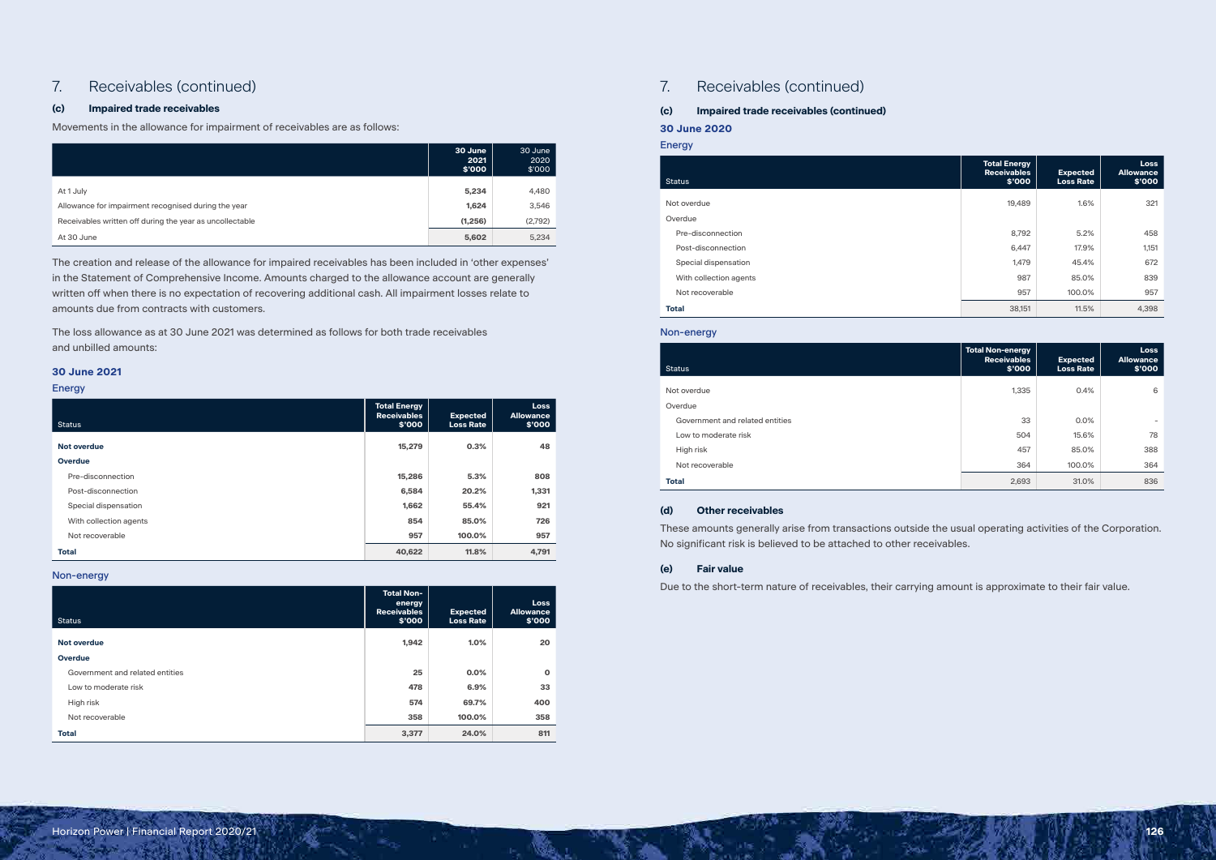## 7. Receivables (continued)

### (c) Impaired trade receivables

Movements in the allowance for impairment of receivables are as follows:

| | 30 June 2021 $'000 | 30 June 2020 $'000 |
|---|---|---|
| At 1 July | **5,234** | 4,480 |
| Allowance for impairment recognised during the year | **1,624** | 3,546 |
| Receivables written off during the year as uncollectable | **(1,256)** | (2,792) |
| At 30 June | **5,602** | 5,234 |

The creation and release of the allowance for impaired receivables has been included in 'other expenses' in the Statement of Comprehensive Income. Amounts charged to the allowance account are generally written off when there is no expectation of recovering additional cash. All impairment losses relate to amounts due from contracts with customers.

The loss allowance as at 30 June 2021 was determined as follows for both trade receivables and unbilled amounts:

**30 June 2021**

Energy

| Status | Total Energy Receivables $'000 | Expected Loss Rate | Loss Allowance $'000 |
|---|---|---|---|
| **Not overdue** | **15,279** | **0.3%** | **48** |
| **Overdue** | | | |
| Pre-disconnection | **15,286** | **5.3%** | **808** |
| Post-disconnection | **6,584** | **20.2%** | **1,331** |
| Special dispensation | **1,662** | **55.4%** | **921** |
| With collection agents | **854** | **85.0%** | **726** |
| Not recoverable | **957** | **100.0%** | **957** |
| **Total** | **40,622** | **11.8%** | **4,791** |

Non-energy

| Status | Total Non-energy Receivables $'000 | Expected Loss Rate | Loss Allowance $'000 |
|---|---|---|---|
| **Not overdue** | **1,942** | **1.0%** | **20** |
| **Overdue** | | | |
| Government and related entities | **25** | **0.0%** | **0** |
| Low to moderate risk | **478** | **6.9%** | **33** |
| High risk | **574** | **69.7%** | **400** |
| Not recoverable | **358** | **100.0%** | **358** |
| **Total** | **3,377** | **24.0%** | **811** |

## 7. Receivables (continued)

### (c) Impaired trade receivables (continued)

**30 June 2020**

Energy

| Status | Total Energy Receivables $'000 | Expected Loss Rate | Loss Allowance $'000 |
|---|---|---|---|
| Not overdue | 19,489 | 1.6% | 321 |
| Overdue | | | |
| Pre-disconnection | 8,792 | 5.2% | 458 |
| Post-disconnection | 6,447 | 17.9% | 1,151 |
| Special dispensation | 1,479 | 45.4% | 672 |
| With collection agents | 987 | 85.0% | 839 |
| Not recoverable | 957 | 100.0% | 957 |
| **Total** | 38,151 | 11.5% | 4,398 |

Non-energy

| Status | Total Non-energy Receivables $'000 | Expected Loss Rate | Loss Allowance $'000 |
|---|---|---|---|
| Not overdue | 1,335 | 0.4% | 6 |
| Overdue | | | |
| Government and related entities | 33 | 0.0% | - |
| Low to moderate risk | 504 | 15.6% | 78 |
| High risk | 457 | 85.0% | 388 |
| Not recoverable | 364 | 100.0% | 364 |
| **Total** | 2,693 | 31.0% | 836 |

### (d) Other receivables

These amounts generally arise from transactions outside the usual operating activities of the Corporation. No significant risk is believed to be attached to other receivables.

### (e) Fair value

Due to the short-term nature of receivables, their carrying amount is approximate to their fair value.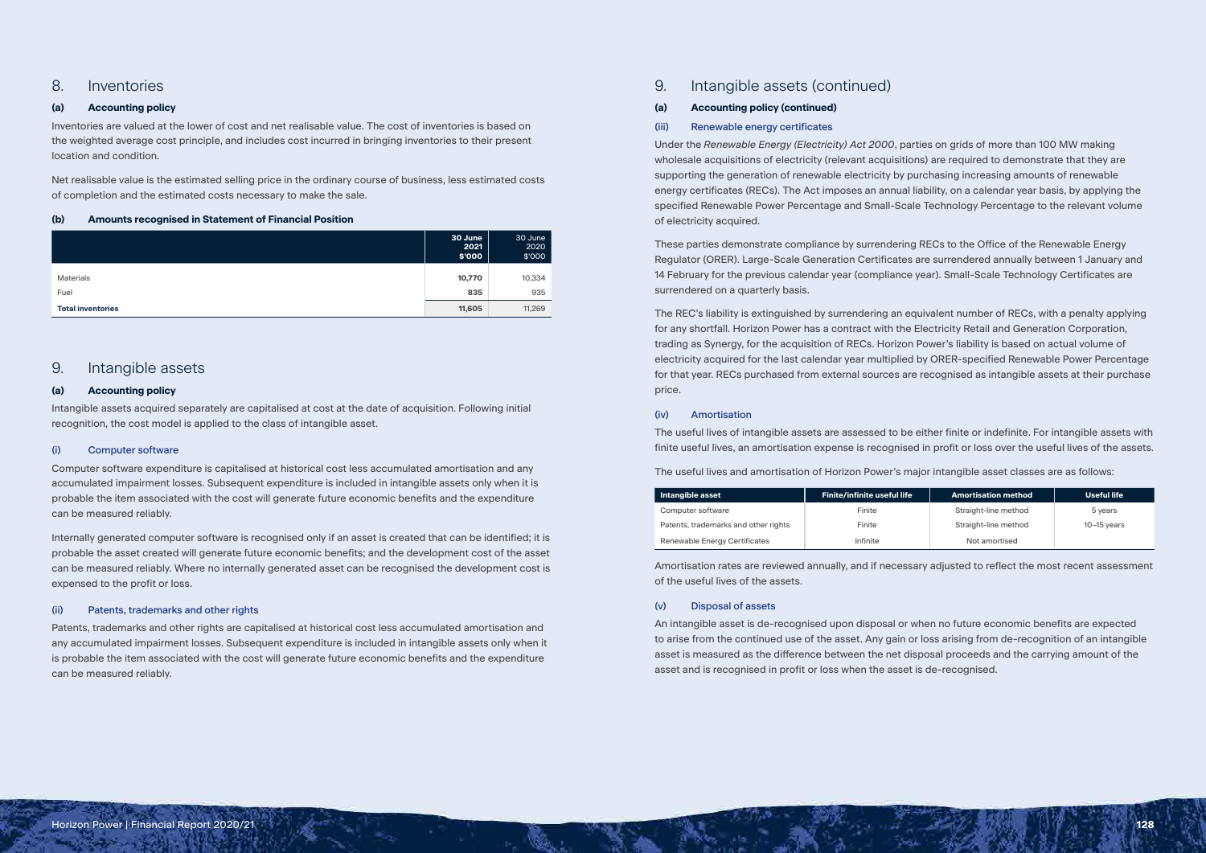## 8. Inventories

### (a) Accounting policy

Inventories are valued at the lower of cost and net realisable value. The cost of inventories is based on the weighted average cost principle, and includes cost incurred in bringing inventories to their present location and condition.

Net realisable value is the estimated selling price in the ordinary course of business, less estimated costs of completion and the estimated costs necessary to make the sale.

### (b) Amounts recognised in Statement of Financial Position

| | **30 June 2021 $'000** | 30 June 2020 $'000 |
|---|---|---|
| Materials | **10,770** | 10,334 |
| Fuel | **835** | 935 |
| **Total inventories** | **11,605** | 11,269 |

## 9. Intangible assets

### (a) Accounting policy

Intangible assets acquired separately are capitalised at cost at the date of acquisition. Following initial recognition, the cost model is applied to the class of intangible asset.

#### (i) Computer software

Computer software expenditure is capitalised at historical cost less accumulated amortisation and any accumulated impairment losses. Subsequent expenditure is included in intangible assets only when it is probable the item associated with the cost will generate future economic benefits and the expenditure can be measured reliably.

Internally generated computer software is recognised only if an asset is created that can be identified; it is probable the asset created will generate future economic benefits; and the development cost of the asset can be measured reliably. Where no internally generated asset can be recognised the development cost is expensed to the profit or loss.

#### (ii) Patents, trademarks and other rights

Patents, trademarks and other rights are capitalised at historical cost less accumulated amortisation and any accumulated impairment losses. Subsequent expenditure is included in intangible assets only when it is probable the item associated with the cost will generate future economic benefits and the expenditure can be measured reliably.

## 9. Intangible assets (continued)

### (a) Accounting policy (continued)

#### (iii) Renewable energy certificates

Under the *Renewable Energy (Electricity) Act 2000*, parties on grids of more than 100 MW making wholesale acquisitions of electricity (relevant acquisitions) are required to demonstrate that they are supporting the generation of renewable electricity by purchasing increasing amounts of renewable energy certificates (RECs). The Act imposes an annual liability, on a calendar year basis, by applying the specified Renewable Power Percentage and Small-Scale Technology Percentage to the relevant volume of electricity acquired.

These parties demonstrate compliance by surrendering RECs to the Office of the Renewable Energy Regulator (ORER). Large-Scale Generation Certificates are surrendered annually between 1 January and 14 February for the previous calendar year (compliance year). Small-Scale Technology Certificates are surrendered on a quarterly basis.

The REC's liability is extinguished by surrendering an equivalent number of RECs, with a penalty applying for any shortfall. Horizon Power has a contract with the Electricity Retail and Generation Corporation, trading as Synergy, for the acquisition of RECs. Horizon Power's liability is based on actual volume of electricity acquired for the last calendar year multiplied by ORER-specified Renewable Power Percentage for that year. RECs purchased from external sources are recognised as intangible assets at their purchase price.

#### (iv) Amortisation

The useful lives of intangible assets are assessed to be either finite or indefinite. For intangible assets with finite useful lives, an amortisation expense is recognised in profit or loss over the useful lives of the assets.

The useful lives and amortisation of Horizon Power's major intangible asset classes are as follows:

| Intangible asset | Finite/infinite useful life | Amortisation method | Useful life |
|---|---|---|---|
| Computer software | Finite | Straight-line method | 5 years |
| Patents, trademarks and other rights | Finite | Straight-line method | 10–15 years |
| Renewable Energy Certificates | Infinite | Not amortised | |

Amortisation rates are reviewed annually, and if necessary adjusted to reflect the most recent assessment of the useful lives of the assets.

#### (v) Disposal of assets

An intangible asset is de-recognised upon disposal or when no future economic benefits are expected to arise from the continued use of the asset. Any gain or loss arising from de-recognition of an intangible asset is measured as the difference between the net disposal proceeds and the carrying amount of the asset and is recognised in profit or loss when the asset is de-recognised.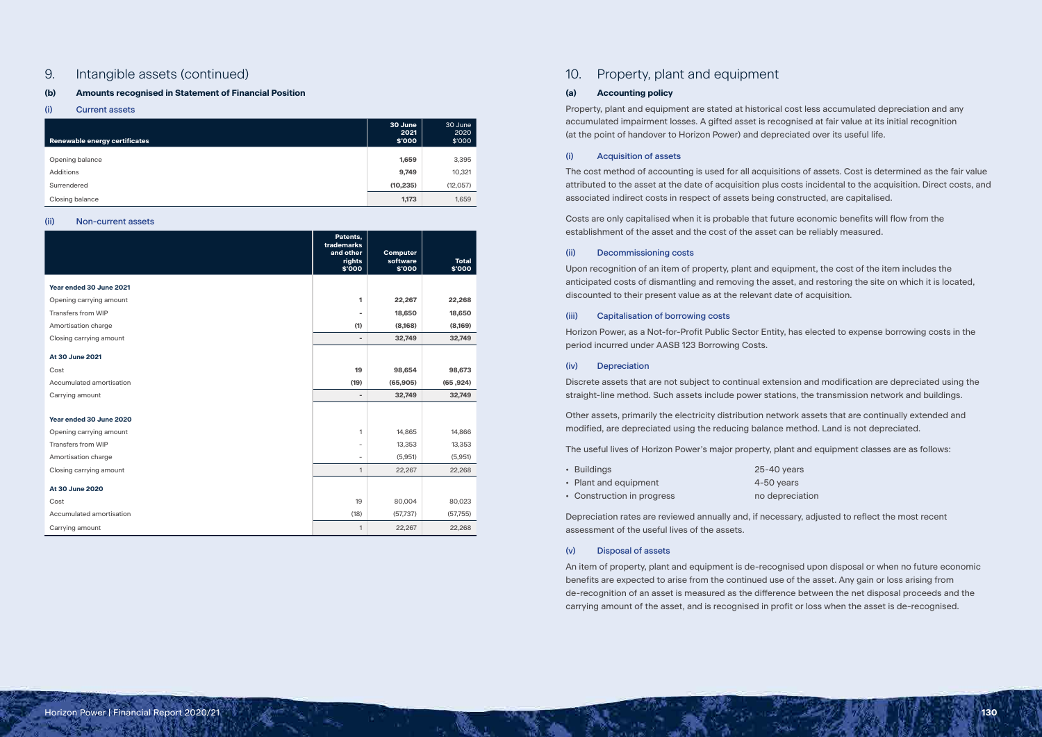## 9. Intangible assets (continued)

### (b) Amounts recognised in Statement of Financial Position

#### (i) Current assets

| Renewable energy certificates | 30 June 2021 $'000 | 30 June 2020 $'000 |
|---|---|---|
| Opening balance | **1,659** | 3,395 |
| Additions | **9,749** | 10,321 |
| Surrendered | **(10,235)** | (12,057) |
| Closing balance | **1,173** | 1,659 |

#### (ii) Non-current assets

| | Patents, trademarks and other rights $'000 | Computer software $'000 | Total $'000 |
|---|---|---|---|
| **Year ended 30 June 2021** | | | |
| Opening carrying amount | **1** | **22,267** | **22,268** |
| Transfers from WIP | **-** | **18,650** | **18,650** |
| Amortisation charge | **(1)** | **(8,168)** | **(8,169)** |
| Closing carrying amount | **-** | **32,749** | **32,749** |
| **At 30 June 2021** | | | |
| Cost | **19** | **98,654** | **98,673** |
| Accumulated amortisation | **(19)** | **(65,905)** | **(65 ,924)** |
| Carrying amount | **-** | **32,749** | **32,749** |
| **Year ended 30 June 2020** | | | |
| Opening carrying amount | 1 | 14,865 | 14,866 |
| Transfers from WIP | - | 13,353 | 13,353 |
| Amortisation charge | - | (5,951) | (5,951) |
| Closing carrying amount | 1 | 22,267 | 22,268 |
| **At 30 June 2020** | | | |
| Cost | 19 | 80,004 | 80,023 |
| Accumulated amortisation | (18) | (57,737) | (57,755) |
| Carrying amount | 1 | 22,267 | 22,268 |

## 10. Property, plant and equipment

### (a) Accounting policy

Property, plant and equipment are stated at historical cost less accumulated depreciation and any accumulated impairment losses. A gifted asset is recognised at fair value at its initial recognition (at the point of handover to Horizon Power) and depreciated over its useful life.

#### (i) Acquisition of assets

The cost method of accounting is used for all acquisitions of assets. Cost is determined as the fair value attributed to the asset at the date of acquisition plus costs incidental to the acquisition. Direct costs, and associated indirect costs in respect of assets being constructed, are capitalised.

Costs are only capitalised when it is probable that future economic benefits will flow from the establishment of the asset and the cost of the asset can be reliably measured.

#### (ii) Decommissioning costs

Upon recognition of an item of property, plant and equipment, the cost of the item includes the anticipated costs of dismantling and removing the asset, and restoring the site on which it is located, discounted to their present value as at the relevant date of acquisition.

#### (iii) Capitalisation of borrowing costs

Horizon Power, as a Not-for-Profit Public Sector Entity, has elected to expense borrowing costs in the period incurred under AASB 123 Borrowing Costs.

#### (iv) Depreciation

Discrete assets that are not subject to continual extension and modification are depreciated using the straight-line method. Such assets include power stations, the transmission network and buildings.

Other assets, primarily the electricity distribution network assets that are continually extended and modified, are depreciated using the reducing balance method. Land is not depreciated.

The useful lives of Horizon Power's major property, plant and equipment classes are as follows:

- Buildings 25-40 years
- Plant and equipment 4-50 years
- Construction in progress no depreciation

Depreciation rates are reviewed annually and, if necessary, adjusted to reflect the most recent assessment of the useful lives of the assets.

#### (v) Disposal of assets

An item of property, plant and equipment is de-recognised upon disposal or when no future economic benefits are expected to arise from the continued use of the asset. Any gain or loss arising from de-recognition of an asset is measured as the difference between the net disposal proceeds and the carrying amount of the asset, and is recognised in profit or loss when the asset is de-recognised.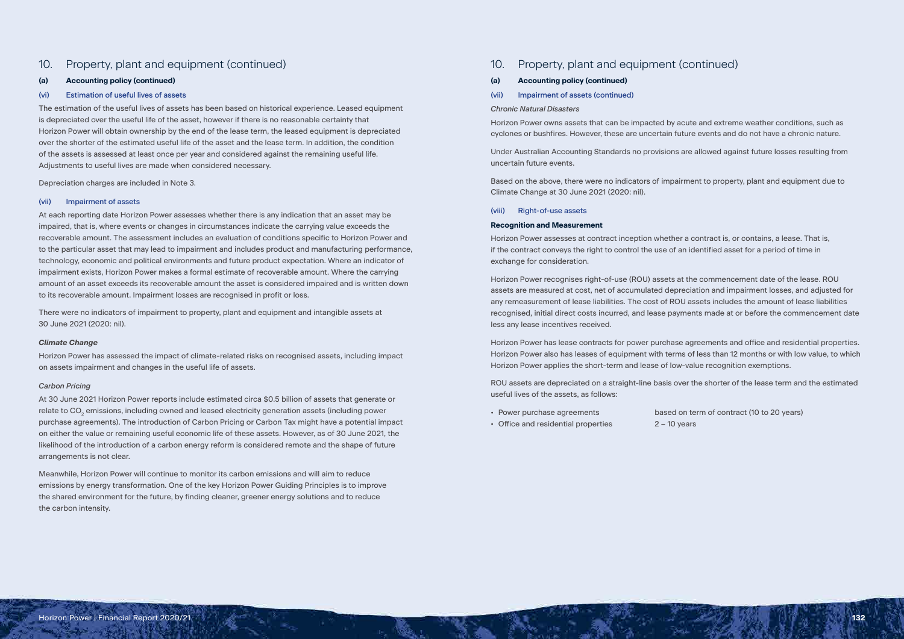## 10. Property, plant and equipment (continued)

### (a) Accounting policy (continued)

#### (vi) Estimation of useful lives of assets

The estimation of the useful lives of assets has been based on historical experience. Leased equipment is depreciated over the useful life of the asset, however if there is no reasonable certainty that Horizon Power will obtain ownership by the end of the lease term, the leased equipment is depreciated over the shorter of the estimated useful life of the asset and the lease term. In addition, the condition of the assets is assessed at least once per year and considered against the remaining useful life. Adjustments to useful lives are made when considered necessary.

Depreciation charges are included in Note 3.

#### (vii) Impairment of assets

At each reporting date Horizon Power assesses whether there is any indication that an asset may be impaired, that is, where events or changes in circumstances indicate the carrying value exceeds the recoverable amount. The assessment includes an evaluation of conditions specific to Horizon Power and to the particular asset that may lead to impairment and includes product and manufacturing performance, technology, economic and political environments and future product expectation. Where an indicator of impairment exists, Horizon Power makes a formal estimate of recoverable amount. Where the carrying amount of an asset exceeds its recoverable amount the asset is considered impaired and is written down to its recoverable amount. Impairment losses are recognised in profit or loss.

There were no indicators of impairment to property, plant and equipment and intangible assets at 30 June 2021 (2020: nil).

***Climate Change***

Horizon Power has assessed the impact of climate-related risks on recognised assets, including impact on assets impairment and changes in the useful life of assets.

*Carbon Pricing*

At 30 June 2021 Horizon Power reports include estimated circa $0.5 billion of assets that generate or relate to $CO_2$ emissions, including owned and leased electricity generation assets (including power purchase agreements). The introduction of Carbon Pricing or Carbon Tax might have a potential impact on either the value or remaining useful economic life of these assets. However, as of 30 June 2021, the likelihood of the introduction of a carbon energy reform is considered remote and the shape of future arrangements is not clear.

Meanwhile, Horizon Power will continue to monitor its carbon emissions and will aim to reduce emissions by energy transformation. One of the key Horizon Power Guiding Principles is to improve the shared environment for the future, by finding cleaner, greener energy solutions and to reduce the carbon intensity.

## 10. Property, plant and equipment (continued)

### (a) Accounting policy (continued)

#### (vii) Impairment of assets (continued)

*Chronic Natural Disasters*

Horizon Power owns assets that can be impacted by acute and extreme weather conditions, such as cyclones or bushfires. However, these are uncertain future events and do not have a chronic nature.

Under Australian Accounting Standards no provisions are allowed against future losses resulting from uncertain future events.

Based on the above, there were no indicators of impairment to property, plant and equipment due to Climate Change at 30 June 2021 (2020: nil).

#### (viii) Right-of-use assets

**Recognition and Measurement**

Horizon Power assesses at contract inception whether a contract is, or contains, a lease. That is, if the contract conveys the right to control the use of an identified asset for a period of time in exchange for consideration.

Horizon Power recognises right-of-use (ROU) assets at the commencement date of the lease. ROU assets are measured at cost, net of accumulated depreciation and impairment losses, and adjusted for any remeasurement of lease liabilities. The cost of ROU assets includes the amount of lease liabilities recognised, initial direct costs incurred, and lease payments made at or before the commencement date less any lease incentives received.

Horizon Power has lease contracts for power purchase agreements and office and residential properties. Horizon Power also has leases of equipment with terms of less than 12 months or with low value, to which Horizon Power applies the short-term and lease of low-value recognition exemptions.

ROU assets are depreciated on a straight-line basis over the shorter of the lease term and the estimated useful lives of the assets, as follows:

- Power purchase agreements — based on term of contract (10 to 20 years)
- Office and residential properties — 2 – 10 years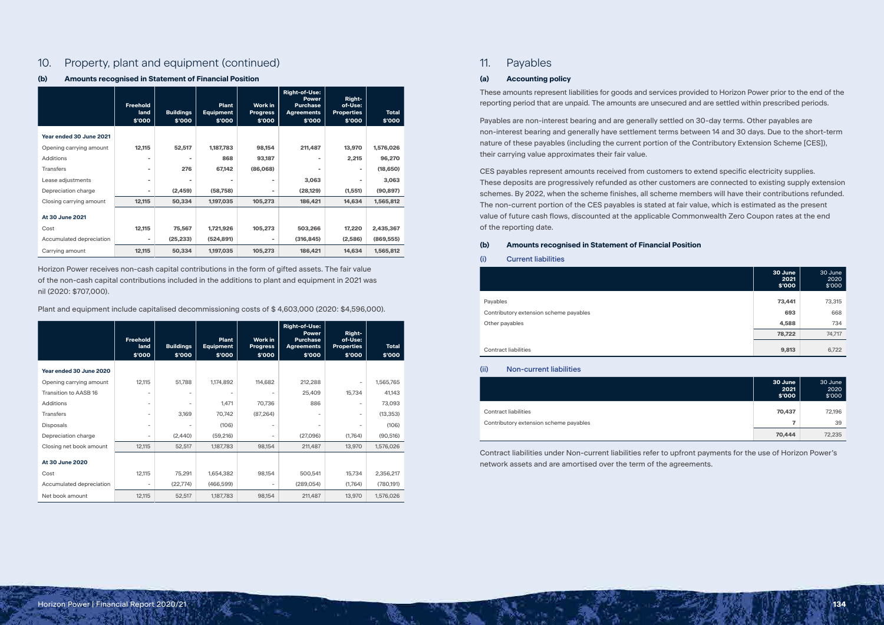## 10. Property, plant and equipment (continued)

### (b) Amounts recognised in Statement of Financial Position

| | Freehold land $'000 | Buildings $'000 | Plant Equipment $'000 | Work in Progress $'000 | Right-of-Use: Power Purchase Agreements $'000 | Right-of-Use: Properties $'000 | Total $'000 |
|---|---|---|---|---|---|---|---|
| **Year ended 30 June 2021** | | | | | | | |
| Opening carrying amount | 12,115 | 52,517 | 1,187,783 | 98,154 | 211,487 | 13,970 | 1,576,026 |
| Additions | - | - | 868 | 93,187 | - | 2,215 | 96,270 |
| Transfers | - | 276 | 67,142 | (86,068) | - | - | (18,650) |
| Lease adjustments | - | - | - | - | 3,063 | - | 3,063 |
| Depreciation charge | - | (2,459) | (58,758) | - | (28,129) | (1,551) | (90,897) |
| Closing carrying amount | 12,115 | 50,334 | 1,197,035 | 105,273 | 186,421 | 14,634 | 1,565,812 |
| **At 30 June 2021** | | | | | | | |
| Cost | 12,115 | 75,567 | 1,721,926 | 105,273 | 503,266 | 17,220 | 2,435,367 |
| Accumulated depreciation | - | (25,233) | (524,891) | - | (316,845) | (2,586) | (869,555) |
| Carrying amount | 12,115 | 50,334 | 1,197,035 | 105,273 | 186,421 | 14,634 | 1,565,812 |

Horizon Power receives non-cash capital contributions in the form of gifted assets. The fair value of the non-cash capital contributions included in the additions to plant and equipment in 2021 was nil (2020: $707,000).

Plant and equipment include capitalised decommissioning costs of $ 4,603,000 (2020: $4,596,000).

| | Freehold land $'000 | Buildings $'000 | Plant Equipment $'000 | Work in Progress $'000 | Right-of-Use: Power Purchase Agreements $'000 | Right-of-Use: Properties $'000 | Total $'000 |
|---|---|---|---|---|---|---|---|
| **Year ended 30 June 2020** | | | | | | | |
| Opening carrying amount | 12,115 | 51,788 | 1,174,892 | 114,682 | 212,288 | - | 1,565,765 |
| Transition to AASB 16 | - | - | - | - | 25,409 | 15,734 | 41,143 |
| Additions | - | - | 1,471 | 70,736 | 886 | - | 73,093 |
| Transfers | - | 3,169 | 70,742 | (87,264) | - | - | (13,353) |
| Disposals | - | - | (106) | - | - | - | (106) |
| Depreciation charge | - | (2,440) | (59,216) | - | (27,096) | (1,764) | (90,516) |
| Closing net book amount | 12,115 | 52,517 | 1,187,783 | 98,154 | 211,487 | 13,970 | 1,576,026 |
| **At 30 June 2020** | | | | | | | |
| Cost | 12,115 | 75,291 | 1,654,382 | 98,154 | 500,541 | 15,734 | 2,356,217 |
| Accumulated depreciation | - | (22,774) | (466,599) | - | (289,054) | (1,764) | (780,191) |
| Net book amount | 12,115 | 52,517 | 1,187,783 | 98,154 | 211,487 | 13,970 | 1,576,026 |

## 11. Payables

### (a) Accounting policy

These amounts represent liabilities for goods and services provided to Horizon Power prior to the end of the reporting period that are unpaid. The amounts are unsecured and are settled within prescribed periods.

Payables are non-interest bearing and are generally settled on 30-day terms. Other payables are non-interest bearing and generally have settlement terms between 14 and 30 days. Due to the short-term nature of these payables (including the current portion of the Contributory Extension Scheme [CES]), their carrying value approximates their fair value.

CES payables represent amounts received from customers to extend specific electricity supplies. These deposits are progressively refunded as other customers are connected to existing supply extension schemes. By 2022, when the scheme finishes, all scheme members will have their contributions refunded. The non-current portion of the CES payables is stated at fair value, which is estimated as the present value of future cash flows, discounted at the applicable Commonwealth Zero Coupon rates at the end of the reporting date.

### (b) Amounts recognised in Statement of Financial Position

#### (i) Current liabilities

| | 30 June 2021 $'000 | 30 June 2020 $'000 |
|---|---|---|
| Payables | 73,441 | 73,315 |
| Contributory extension scheme payables | 693 | 668 |
| Other payables | 4,588 | 734 |
| | 78,722 | 74,717 |
| Contract liabilities | 9,813 | 6,722 |

#### (ii) Non-current liabilities

| | 30 June 2021 $'000 | 30 June 2020 $'000 |
|---|---|---|
| Contract liabilities | 70,437 | 72,196 |
| Contributory extension scheme payables | 7 | 39 |
| | 70,444 | 72,235 |

Contract liabilities under Non-current liabilities refer to upfront payments for the use of Horizon Power's network assets and are amortised over the term of the agreements.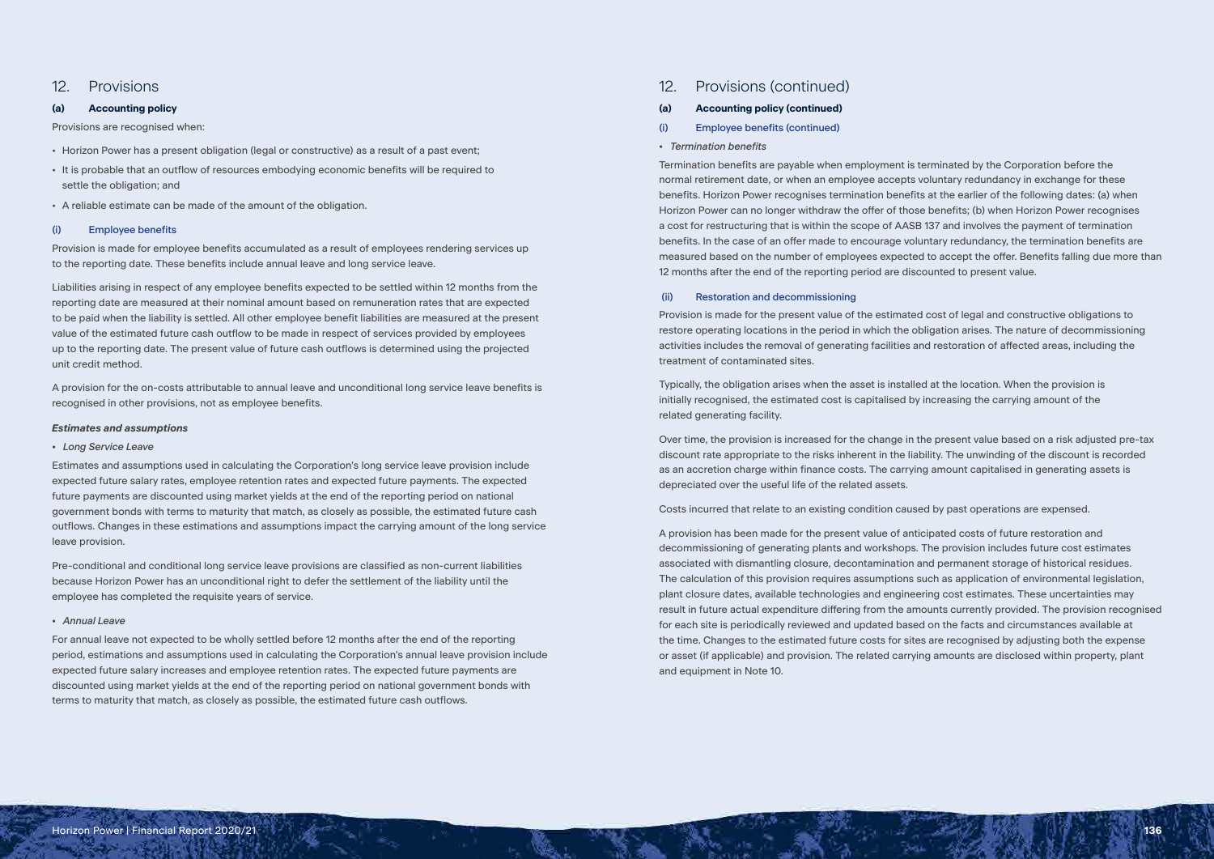## 12. Provisions

### (a) Accounting policy

Provisions are recognised when:

- Horizon Power has a present obligation (legal or constructive) as a result of a past event;
- It is probable that an outflow of resources embodying economic benefits will be required to settle the obligation; and
- A reliable estimate can be made of the amount of the obligation.

#### (i) Employee benefits

Provision is made for employee benefits accumulated as a result of employees rendering services up to the reporting date. These benefits include annual leave and long service leave.

Liabilities arising in respect of any employee benefits expected to be settled within 12 months from the reporting date are measured at their nominal amount based on remuneration rates that are expected to be paid when the liability is settled. All other employee benefit liabilities are measured at the present value of the estimated future cash outflow to be made in respect of services provided by employees up to the reporting date. The present value of future cash outflows is determined using the projected unit credit method.

A provision for the on-costs attributable to annual leave and unconditional long service leave benefits is recognised in other provisions, not as employee benefits.

***Estimates and assumptions***

- *Long Service Leave*

Estimates and assumptions used in calculating the Corporation's long service leave provision include expected future salary rates, employee retention rates and expected future payments. The expected future payments are discounted using market yields at the end of the reporting period on national government bonds with terms to maturity that match, as closely as possible, the estimated future cash outflows. Changes in these estimations and assumptions impact the carrying amount of the long service leave provision.

Pre-conditional and conditional long service leave provisions are classified as non-current liabilities because Horizon Power has an unconditional right to defer the settlement of the liability until the employee has completed the requisite years of service.

- *Annual Leave*

For annual leave not expected to be wholly settled before 12 months after the end of the reporting period, estimations and assumptions used in calculating the Corporation's annual leave provision include expected future salary increases and employee retention rates. The expected future payments are discounted using market yields at the end of the reporting period on national government bonds with terms to maturity that match, as closely as possible, the estimated future cash outflows.

## 12. Provisions (continued)

### (a) Accounting policy (continued)

#### (i) Employee benefits (continued)

- *Termination benefits*

Termination benefits are payable when employment is terminated by the Corporation before the normal retirement date, or when an employee accepts voluntary redundancy in exchange for these benefits. Horizon Power recognises termination benefits at the earlier of the following dates: (a) when Horizon Power can no longer withdraw the offer of those benefits; (b) when Horizon Power recognises a cost for restructuring that is within the scope of AASB 137 and involves the payment of termination benefits. In the case of an offer made to encourage voluntary redundancy, the termination benefits are measured based on the number of employees expected to accept the offer. Benefits falling due more than 12 months after the end of the reporting period are discounted to present value.

#### (ii) Restoration and decommissioning

Provision is made for the present value of the estimated cost of legal and constructive obligations to restore operating locations in the period in which the obligation arises. The nature of decommissioning activities includes the removal of generating facilities and restoration of affected areas, including the treatment of contaminated sites.

Typically, the obligation arises when the asset is installed at the location. When the provision is initially recognised, the estimated cost is capitalised by increasing the carrying amount of the related generating facility.

Over time, the provision is increased for the change in the present value based on a risk adjusted pre-tax discount rate appropriate to the risks inherent in the liability. The unwinding of the discount is recorded as an accretion charge within finance costs. The carrying amount capitalised in generating assets is depreciated over the useful life of the related assets.

Costs incurred that relate to an existing condition caused by past operations are expensed.

A provision has been made for the present value of anticipated costs of future restoration and decommissioning of generating plants and workshops. The provision includes future cost estimates associated with dismantling closure, decontamination and permanent storage of historical residues. The calculation of this provision requires assumptions such as application of environmental legislation, plant closure dates, available technologies and engineering cost estimates. These uncertainties may result in future actual expenditure differing from the amounts currently provided. The provision recognised for each site is periodically reviewed and updated based on the facts and circumstances available at the time. Changes to the estimated future costs for sites are recognised by adjusting both the expense or asset (if applicable) and provision. The related carrying amounts are disclosed within property, plant and equipment in Note 10.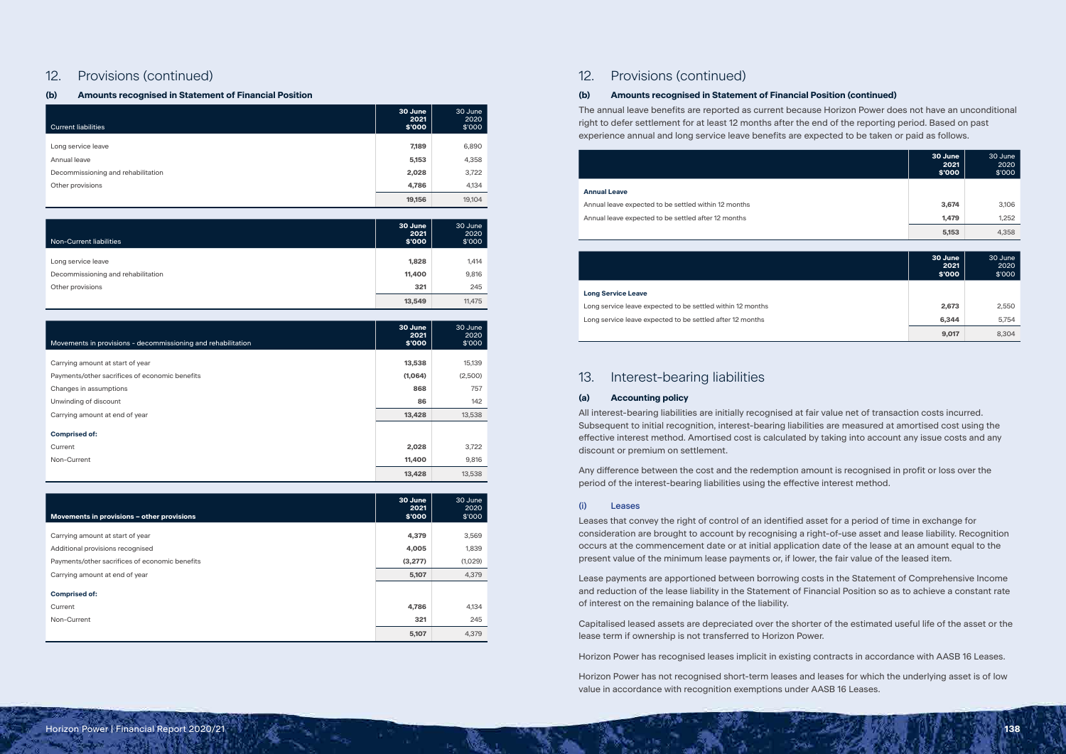## 12. Provisions (continued)

### (b) Amounts recognised in Statement of Financial Position

| Current liabilities | 30 June 2021 $'000 | 30 June 2020 $'000 |
|---|---|---|
| Long service leave | **7,189** | 6,890 |
| Annual leave | **5,153** | 4,358 |
| Decommissioning and rehabilitation | **2,028** | 3,722 |
| Other provisions | **4,786** | 4,134 |
| | **19,156** | 19,104 |

| Non-Current liabilities | 30 June 2021 $'000 | 30 June 2020 $'000 |
|---|---|---|
| Long service leave | **1,828** | 1,414 |
| Decommissioning and rehabilitation | **11,400** | 9,816 |
| Other provisions | **321** | 245 |
| | **13,549** | 11,475 |

| Movements in provisions - decommissioning and rehabilitation | 30 June 2021 $'000 | 30 June 2020 $'000 |
|---|---|---|
| Carrying amount at start of year | **13,538** | 15,139 |
| Payments/other sacrifices of economic benefits | **(1,064)** | (2,500) |
| Changes in assumptions | **868** | 757 |
| Unwinding of discount | **86** | 142 |
| Carrying amount at end of year | **13,428** | 13,538 |
| **Comprised of:** | | |
| Current | **2,028** | 3,722 |
| Non-Current | **11,400** | 9,816 |
| | **13,428** | 13,538 |

| **Movements in provisions – other provisions** | 30 June 2021 $'000 | 30 June 2020 $'000 |
|---|---|---|
| Carrying amount at start of year | **4,379** | 3,569 |
| Additional provisions recognised | **4,005** | 1,839 |
| Payments/other sacrifices of economic benefits | **(3,277)** | (1,029) |
| Carrying amount at end of year | **5,107** | 4,379 |
| **Comprised of:** | | |
| Current | **4,786** | 4,134 |
| Non-Current | **321** | 245 |
| | **5,107** | 4,379 |

## 12. Provisions (continued)

### (b) Amounts recognised in Statement of Financial Position (continued)

The annual leave benefits are reported as current because Horizon Power does not have an unconditional right to defer settlement for at least 12 months after the end of the reporting period. Based on past experience annual and long service leave benefits are expected to be taken or paid as follows.

| | 30 June 2021 $'000 | 30 June 2020 $'000 |
|---|---|---|
| **Annual Leave** | | |
| Annual leave expected to be settled within 12 months | **3,674** | 3,106 |
| Annual leave expected to be settled after 12 months | **1,479** | 1,252 |
| | **5,153** | 4,358 |

| | 30 June 2021 $'000 | 30 June 2020 $'000 |
|---|---|---|
| **Long Service Leave** | | |
| Long service leave expected to be settled within 12 months | **2,673** | 2,550 |
| Long service leave expected to be settled after 12 months | **6,344** | 5,754 |
| | **9,017** | 8,304 |

## 13. Interest-bearing liabilities

### (a) Accounting policy

All interest-bearing liabilities are initially recognised at fair value net of transaction costs incurred. Subsequent to initial recognition, interest-bearing liabilities are measured at amortised cost using the effective interest method. Amortised cost is calculated by taking into account any issue costs and any discount or premium on settlement.

Any difference between the cost and the redemption amount is recognised in profit or loss over the period of the interest-bearing liabilities using the effective interest method.

#### (i) Leases

Leases that convey the right of control of an identified asset for a period of time in exchange for consideration are brought to account by recognising a right-of-use asset and lease liability. Recognition occurs at the commencement date or at initial application date of the lease at an amount equal to the present value of the minimum lease payments or, if lower, the fair value of the leased item.

Lease payments are apportioned between borrowing costs in the Statement of Comprehensive Income and reduction of the lease liability in the Statement of Financial Position so as to achieve a constant rate of interest on the remaining balance of the liability.

Capitalised leased assets are depreciated over the shorter of the estimated useful life of the asset or the lease term if ownership is not transferred to Horizon Power.

Horizon Power has recognised leases implicit in existing contracts in accordance with AASB 16 Leases.

Horizon Power has not recognised short-term leases and leases for which the underlying asset is of low value in accordance with recognition exemptions under AASB 16 Leases.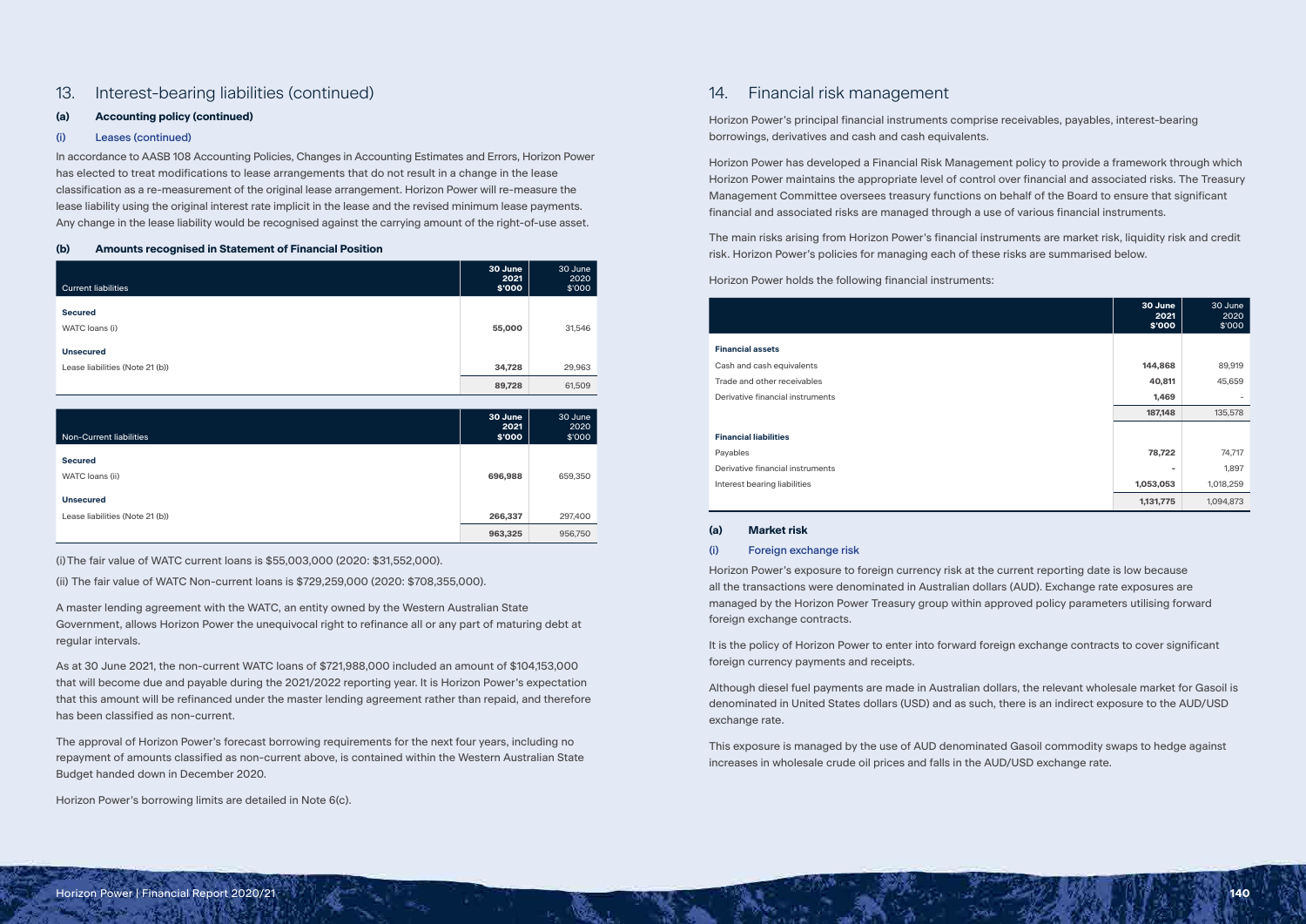## 13. Interest-bearing liabilities (continued)

### (a) Accounting policy (continued)

#### (i) Leases (continued)

In accordance to AASB 108 Accounting Policies, Changes in Accounting Estimates and Errors, Horizon Power has elected to treat modifications to lease arrangements that do not result in a change in the lease classification as a re-measurement of the original lease arrangement. Horizon Power will re-measure the lease liability using the original interest rate implicit in the lease and the revised minimum lease payments. Any change in the lease liability would be recognised against the carrying amount of the right-of-use asset.

### (b) Amounts recognised in Statement of Financial Position

| Current liabilities | 30 June 2021 $'000 | 30 June 2020 $'000 |
|---|---|---|
| **Secured** | | |
| WATC loans (i) | **55,000** | 31,546 |
| **Unsecured** | | |
| Lease liabilities (Note 21 (b)) | **34,728** | 29,963 |
| | **89,728** | 61,509 |

| Non-Current liabilities | 30 June 2021 $'000 | 30 June 2020 $'000 |
|---|---|---|
| **Secured** | | |
| WATC loans (ii) | **696,988** | 659,350 |
| **Unsecured** | | |
| Lease liabilities (Note 21 (b)) | **266,337** | 297,400 |
| | **963,325** | 956,750 |

(i) The fair value of WATC current loans is $55,003,000 (2020: $31,552,000).

(ii) The fair value of WATC Non-current loans is $729,259,000 (2020: $708,355,000).

A master lending agreement with the WATC, an entity owned by the Western Australian State Government, allows Horizon Power the unequivocal right to refinance all or any part of maturing debt at regular intervals.

As at 30 June 2021, the non-current WATC loans of $721,988,000 included an amount of $104,153,000 that will become due and payable during the 2021/2022 reporting year. It is Horizon Power's expectation that this amount will be refinanced under the master lending agreement rather than repaid, and therefore has been classified as non-current.

The approval of Horizon Power's forecast borrowing requirements for the next four years, including no repayment of amounts classified as non-current above, is contained within the Western Australian State Budget handed down in December 2020.

Horizon Power's borrowing limits are detailed in Note 6(c).

## 14. Financial risk management

Horizon Power's principal financial instruments comprise receivables, payables, interest-bearing borrowings, derivatives and cash and cash equivalents.

Horizon Power has developed a Financial Risk Management policy to provide a framework through which Horizon Power maintains the appropriate level of control over financial and associated risks. The Treasury Management Committee oversees treasury functions on behalf of the Board to ensure that significant financial and associated risks are managed through a use of various financial instruments.

The main risks arising from Horizon Power's financial instruments are market risk, liquidity risk and credit risk. Horizon Power's policies for managing each of these risks are summarised below.

Horizon Power holds the following financial instruments:

| | 30 June 2021 $'000 | 30 June 2020 $'000 |
|---|---|---|
| **Financial assets** | | |
| Cash and cash equivalents | **144,868** | 89,919 |
| Trade and other receivables | **40,811** | 45,659 |
| Derivative financial instruments | **1,469** | - |
| | **187,148** | 135,578 |
| **Financial liabilities** | | |
| Payables | **78,722** | 74,717 |
| Derivative financial instruments | **-** | 1,897 |
| Interest bearing liabilities | **1,053,053** | 1,018,259 |
| | **1,131,775** | 1,094,873 |

### (a) Market risk

#### (i) Foreign exchange risk

Horizon Power's exposure to foreign currency risk at the current reporting date is low because all the transactions were denominated in Australian dollars (AUD). Exchange rate exposures are managed by the Horizon Power Treasury group within approved policy parameters utilising forward foreign exchange contracts.

It is the policy of Horizon Power to enter into forward foreign exchange contracts to cover significant foreign currency payments and receipts.

Although diesel fuel payments are made in Australian dollars, the relevant wholesale market for Gasoil is denominated in United States dollars (USD) and as such, there is an indirect exposure to the AUD/USD exchange rate.

This exposure is managed by the use of AUD denominated Gasoil commodity swaps to hedge against increases in wholesale crude oil prices and falls in the AUD/USD exchange rate.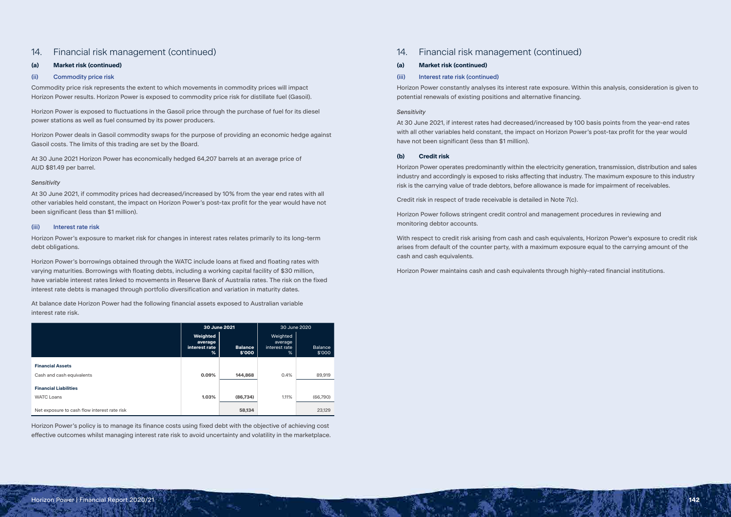## 14. Financial risk management (continued)

### (a) Market risk (continued)

#### (ii) Commodity price risk

Commodity price risk represents the extent to which movements in commodity prices will impact Horizon Power results. Horizon Power is exposed to commodity price risk for distillate fuel (Gasoil).

Horizon Power is exposed to fluctuations in the Gasoil price through the purchase of fuel for its diesel power stations as well as fuel consumed by its power producers.

Horizon Power deals in Gasoil commodity swaps for the purpose of providing an economic hedge against Gasoil costs. The limits of this trading are set by the Board.

At 30 June 2021 Horizon Power has economically hedged 64,207 barrels at an average price of AUD $81.49 per barrel.

*Sensitivity*

At 30 June 2021, if commodity prices had decreased/increased by 10% from the year end rates with all other variables held constant, the impact on Horizon Power's post-tax profit for the year would have not been significant (less than $1 million).

#### (iii) Interest rate risk

Horizon Power's exposure to market risk for changes in interest rates relates primarily to its long-term debt obligations.

Horizon Power's borrowings obtained through the WATC include loans at fixed and floating rates with varying maturities. Borrowings with floating debts, including a working capital facility of $30 million, have variable interest rates linked to movements in Reserve Bank of Australia rates. The risk on the fixed interest rate debts is managed through portfolio diversification and variation in maturity dates.

At balance date Horizon Power had the following financial assets exposed to Australian variable interest rate risk.

| | **30 June 2021** | | 30 June 2020 | |
|---|---|---|---|---|
| | **Weighted average interest rate %** | **Balance $'000** | Weighted average interest rate % | Balance $'000 |
| **Financial Assets** | | | | |
| Cash and cash equivalents | **0.09%** | **144,868** | 0.4% | 89,919 |
| **Financial Liabilities** | | | | |
| WATC Loans | **1.03%** | **(86,734)** | 1.11% | (66,790) |
| Net exposure to cash flow interest rate risk | | **58,134** | | 23,129 |

Horizon Power's policy is to manage its finance costs using fixed debt with the objective of achieving cost effective outcomes whilst managing interest rate risk to avoid uncertainty and volatility in the marketplace.

## 14. Financial risk management (continued)

### (a) Market risk (continued)

#### (iii) Interest rate risk (continued)

Horizon Power constantly analyses its interest rate exposure. Within this analysis, consideration is given to potential renewals of existing positions and alternative financing.

*Sensitivity*

At 30 June 2021, if interest rates had decreased/increased by 100 basis points from the year-end rates with all other variables held constant, the impact on Horizon Power's post-tax profit for the year would have not been significant (less than $1 million).

### (b) Credit risk

Horizon Power operates predominantly within the electricity generation, transmission, distribution and sales industry and accordingly is exposed to risks affecting that industry. The maximum exposure to this industry risk is the carrying value of trade debtors, before allowance is made for impairment of receivables.

Credit risk in respect of trade receivable is detailed in Note 7(c).

Horizon Power follows stringent credit control and management procedures in reviewing and monitoring debtor accounts.

With respect to credit risk arising from cash and cash equivalents, Horizon Power's exposure to credit risk arises from default of the counter party, with a maximum exposure equal to the carrying amount of the cash and cash equivalents.

Horizon Power maintains cash and cash equivalents through highly-rated financial institutions.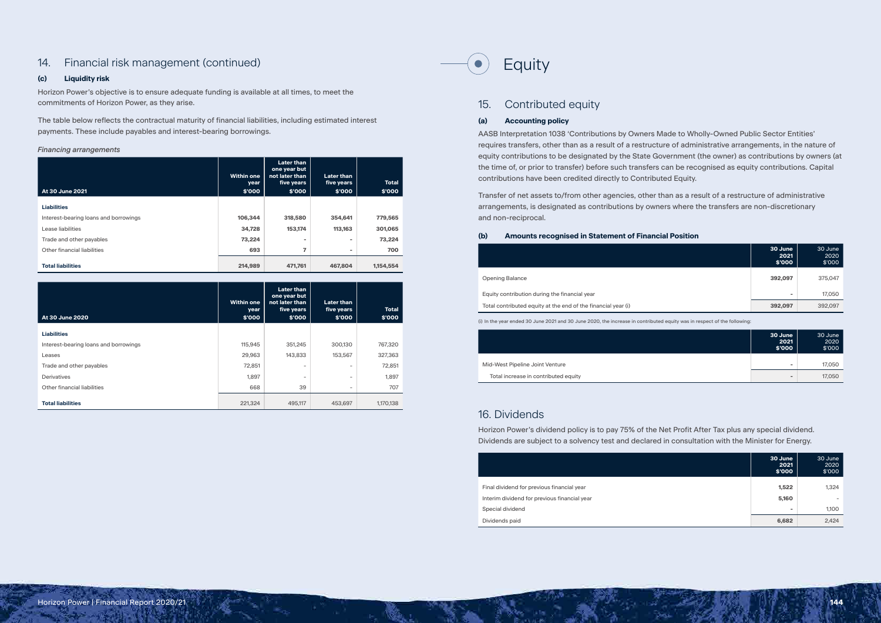## 14. Financial risk management (continued)

### (c) Liquidity risk

Horizon Power's objective is to ensure adequate funding is available at all times, to meet the commitments of Horizon Power, as they arise.

The table below reflects the contractual maturity of financial liabilities, including estimated interest payments. These include payables and interest-bearing borrowings.

*Financing arrangements*

| At 30 June 2021 | Within one year $'000 | Later than one year but not later than five years $'000 | Later than five years $'000 | Total $'000 |
|---|---|---|---|---|
| **Liabilities** | | | | |
| Interest-bearing loans and borrowings | 106,344 | 318,580 | 354,641 | 779,565 |
| Lease liabilities | 34,728 | 153,174 | 113,163 | 301,065 |
| Trade and other payables | 73,224 | - | - | 73,224 |
| Other financial liabilities | 693 | 7 | - | 700 |
| **Total liabilities** | 214,989 | 471,761 | 467,804 | 1,154,554 |

| At 30 June 2020 | Within one year $'000 | Later than one year but not later than five years $'000 | Later than five years $'000 | Total $'000 |
|---|---|---|---|---|
| **Liabilities** | | | | |
| Interest-bearing loans and borrowings | 115,945 | 351,245 | 300,130 | 767,320 |
| Leases | 29,963 | 143,833 | 153,567 | 327,363 |
| Trade and other payables | 72,851 | - | - | 72,851 |
| Derivatives | 1,897 | - | - | 1,897 |
| Other financial liabilities | 668 | 39 | - | 707 |
| **Total liabilities** | 221,324 | 495,117 | 453,697 | 1,170,138 |

# Equity

## 15. Contributed equity

### (a) Accounting policy

AASB Interpretation 1038 'Contributions by Owners Made to Wholly-Owned Public Sector Entities' requires transfers, other than as a result of a restructure of administrative arrangements, in the nature of equity contributions to be designated by the State Government (the owner) as contributions by owners (at the time of, or prior to transfer) before such transfers can be recognised as equity contributions. Capital contributions have been credited directly to Contributed Equity.

Transfer of net assets to/from other agencies, other than as a result of a restructure of administrative arrangements, is designated as contributions by owners where the transfers are non-discretionary and non-reciprocal.

### (b) Amounts recognised in Statement of Financial Position

| | 30 June 2021 $'000 | 30 June 2020 $'000 |
|---|---|---|
| Opening Balance | 392,097 | 375,047 |
| Equity contribution during the financial year | - | 17,050 |
| Total contributed equity at the end of the financial year (i) | 392,097 | 392,097 |

(i) In the year ended 30 June 2021 and 30 June 2020, the increase in contributed equity was in respect of the following:

| | 30 June 2021 $'000 | 30 June 2020 $'000 |
|---|---|---|
| Mid-West Pipeline Joint Venture | - | 17,050 |
| Total increase in contributed equity | - | 17,050 |

## 16. Dividends

Horizon Power's dividend policy is to pay 75% of the Net Profit After Tax plus any special dividend. Dividends are subject to a solvency test and declared in consultation with the Minister for Energy.

| | 30 June 2021 $'000 | 30 June 2020 $'000 |
|---|---|---|
| Final dividend for previous financial year | 1,522 | 1,324 |
| Interim dividend for previous financial year | 5,160 | - |
| Special dividend | - | 1,100 |
| Dividends paid | 6,682 | 2,424 |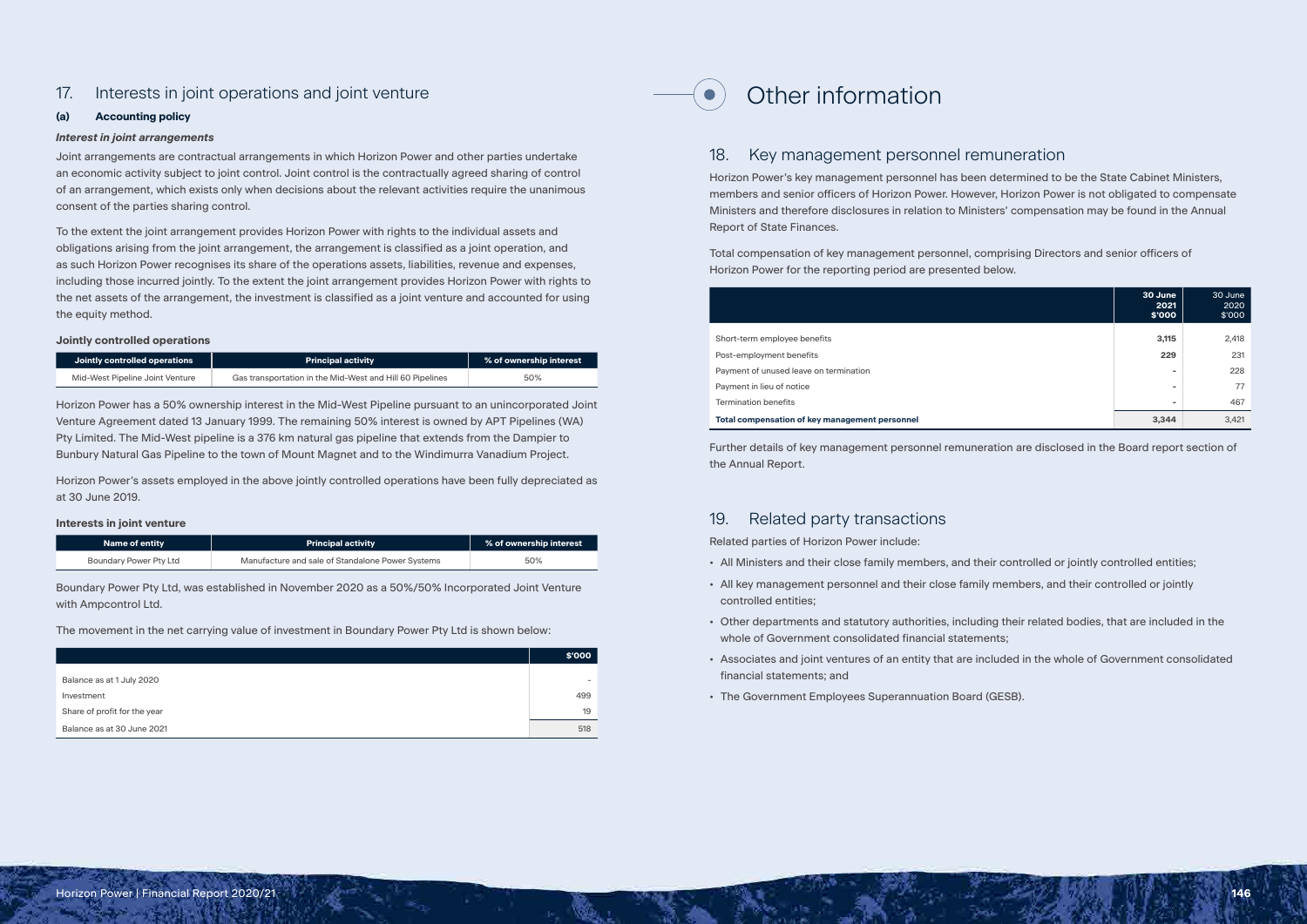## 17. Interests in joint operations and joint venture

### (a) Accounting policy

***Interest in joint arrangements***

Joint arrangements are contractual arrangements in which Horizon Power and other parties undertake an economic activity subject to joint control. Joint control is the contractually agreed sharing of control of an arrangement, which exists only when decisions about the relevant activities require the unanimous consent of the parties sharing control.

To the extent the joint arrangement provides Horizon Power with rights to the individual assets and obligations arising from the joint arrangement, the arrangement is classified as a joint operation, and as such Horizon Power recognises its share of the operations assets, liabilities, revenue and expenses, including those incurred jointly. To the extent the joint arrangement provides Horizon Power with rights to the net assets of the arrangement, the investment is classified as a joint venture and accounted for using the equity method.

**Jointly controlled operations**

| Jointly controlled operations | Principal activity | % of ownership interest |
|---|---|---|
| Mid-West Pipeline Joint Venture | Gas transportation in the Mid-West and Hill 60 Pipelines | 50% |

Horizon Power has a 50% ownership interest in the Mid-West Pipeline pursuant to an unincorporated Joint Venture Agreement dated 13 January 1999. The remaining 50% interest is owned by APT Pipelines (WA) Pty Limited. The Mid-West pipeline is a 376 km natural gas pipeline that extends from the Dampier to Bunbury Natural Gas Pipeline to the town of Mount Magnet and to the Windimurra Vanadium Project.

Horizon Power's assets employed in the above jointly controlled operations have been fully depreciated as at 30 June 2019.

**Interests in joint venture**

| Name of entity | Principal activity | % of ownership interest |
|---|---|---|
| Boundary Power Pty Ltd | Manufacture and sale of Standalone Power Systems | 50% |

Boundary Power Pty Ltd, was established in November 2020 as a 50%/50% Incorporated Joint Venture with Ampcontrol Ltd.

The movement in the net carrying value of investment in Boundary Power Pty Ltd is shown below:

| | $'000 |
|---|---|
| Balance as at 1 July 2020 | - |
| Investment | 499 |
| Share of profit for the year | 19 |
| Balance as at 30 June 2021 | 518 |

# Other information

## 18. Key management personnel remuneration

Horizon Power's key management personnel has been determined to be the State Cabinet Ministers, members and senior officers of Horizon Power. However, Horizon Power is not obligated to compensate Ministers and therefore disclosures in relation to Ministers' compensation may be found in the Annual Report of State Finances.

Total compensation of key management personnel, comprising Directors and senior officers of Horizon Power for the reporting period are presented below.

| | 30 June 2021 $'000 | 30 June 2020 $'000 |
|---|---|---|
| Short-term employee benefits | **3,115** | 2,418 |
| Post-employment benefits | **229** | 231 |
| Payment of unused leave on termination | **-** | 228 |
| Payment in lieu of notice | **-** | 77 |
| Termination benefits | **-** | 467 |
| **Total compensation of key management personnel** | **3,344** | 3,421 |

Further details of key management personnel remuneration are disclosed in the Board report section of the Annual Report.

## 19. Related party transactions

Related parties of Horizon Power include:

- All Ministers and their close family members, and their controlled or jointly controlled entities;
- All key management personnel and their close family members, and their controlled or jointly controlled entities;
- Other departments and statutory authorities, including their related bodies, that are included in the whole of Government consolidated financial statements;
- Associates and joint ventures of an entity that are included in the whole of Government consolidated financial statements; and
- The Government Employees Superannuation Board (GESB).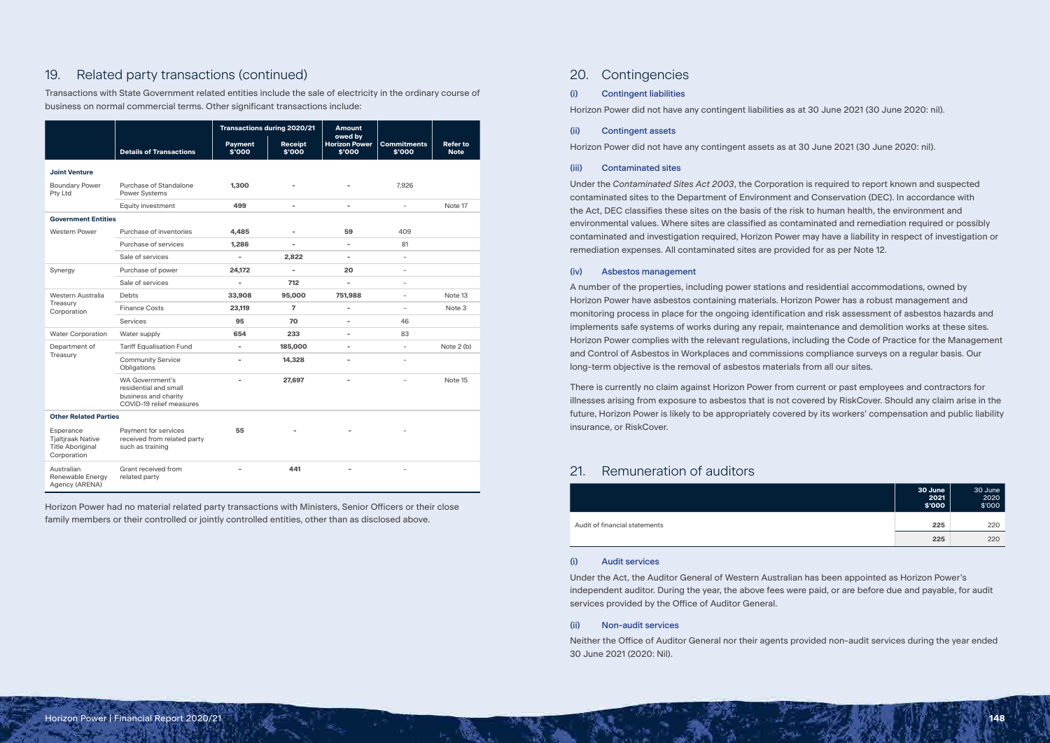## 19. Related party transactions (continued)

Transactions with State Government related entities include the sale of electricity in the ordinary course of business on normal commercial terms. Other significant transactions include:

| | Details of Transactions | Transactions during 2020/21 | | Amount owed by Horizon Power | Commitments | Refer to Note |
|---|---|---|---|---|---|---|
| | | Payment $'000 | Receipt $'000 | $'000 | $'000 | |
| **Joint Venture** | | | | | | |
| Boundary Power Pty Ltd | Purchase of Standalone Power Systems | 1,300 | - | - | 7,926 | |
| | Equity investment | 499 | - | - | - | Note 17 |
| **Government Entities** | | | | | | |
| Western Power | Purchase of inventories | 4,485 | - | 59 | 409 | |
| | Purchase of services | 1,286 | - | - | 81 | |
| | Sale of services | - | 2,822 | - | - | |
| Synergy | Purchase of power | 24,172 | - | 20 | - | |
| | Sale of services | - | 712 | - | - | |
| Western Australia Treasury Corporation | Debts | 33,908 | 95,000 | 751,988 | - | Note 13 |
| | Finance Costs | 23,119 | 7 | - | - | Note 3 |
| | Services | 95 | 70 | - | 46 | |
| Water Corporation | Water supply | 654 | 233 | - | 83 | |
| Department of Treasury | Tariff Equalisation Fund | - | 185,000 | - | - | Note 2 (b) |
| | Community Service Obligations | - | 14,328 | - | - | |
| | WA Government's residential and small business and charity COVID-19 relief measures | - | 27,697 | - | - | Note 15 |
| **Other Related Parties** | | | | | | |
| Esperance Tjaltjraak Native Title Aboriginal Corporation | Payment for services received from related party such as training | 55 | - | - | - | |
| Australian Renewable Energy Agency (ARENA) | Grant received from related party | - | 441 | - | - | |

Horizon Power had no material related party transactions with Ministers, Senior Officers or their close family members or their controlled or jointly controlled entities, other than as disclosed above.

## 20. Contingencies

### (i) Contingent liabilities

Horizon Power did not have any contingent liabilities as at 30 June 2021 (30 June 2020: nil).

### (ii) Contingent assets

Horizon Power did not have any contingent assets as at 30 June 2021 (30 June 2020: nil).

### (iii) Contaminated sites

Under the *Contaminated Sites Act 2003*, the Corporation is required to report known and suspected contaminated sites to the Department of Environment and Conservation (DEC). In accordance with the Act, DEC classifies these sites on the basis of the risk to human health, the environment and environmental values. Where sites are classified as contaminated and remediation required or possibly contaminated and investigation required, Horizon Power may have a liability in respect of investigation or remediation expenses. All contaminated sites are provided for as per Note 12.

### (iv) Asbestos management

A number of the properties, including power stations and residential accommodations, owned by Horizon Power have asbestos containing materials. Horizon Power has a robust management and monitoring process in place for the ongoing identification and risk assessment of asbestos hazards and implements safe systems of works during any repair, maintenance and demolition works at these sites. Horizon Power complies with the relevant regulations, including the Code of Practice for the Management and Control of Asbestos in Workplaces and commissions compliance surveys on a regular basis. Our long-term objective is the removal of asbestos materials from all our sites.

There is currently no claim against Horizon Power from current or past employees and contractors for illnesses arising from exposure to asbestos that is not covered by RiskCover. Should any claim arise in the future, Horizon Power is likely to be appropriately covered by its workers' compensation and public liability insurance, or RiskCover.

## 21. Remuneration of auditors

| | 30 June 2021 $'000 | 30 June 2020 $'000 |
|---|---|---|
| Audit of financial statements | 225 | 220 |
| | 225 | 220 |

### (i) Audit services

Under the Act, the Auditor General of Western Australian has been appointed as Horizon Power's independent auditor. During the year, the above fees were paid, or are before due and payable, for audit services provided by the Office of Auditor General.

### (ii) Non-audit services

Neither the Office of Auditor General nor their agents provided non-audit services during the year ended 30 June 2021 (2020: Nil).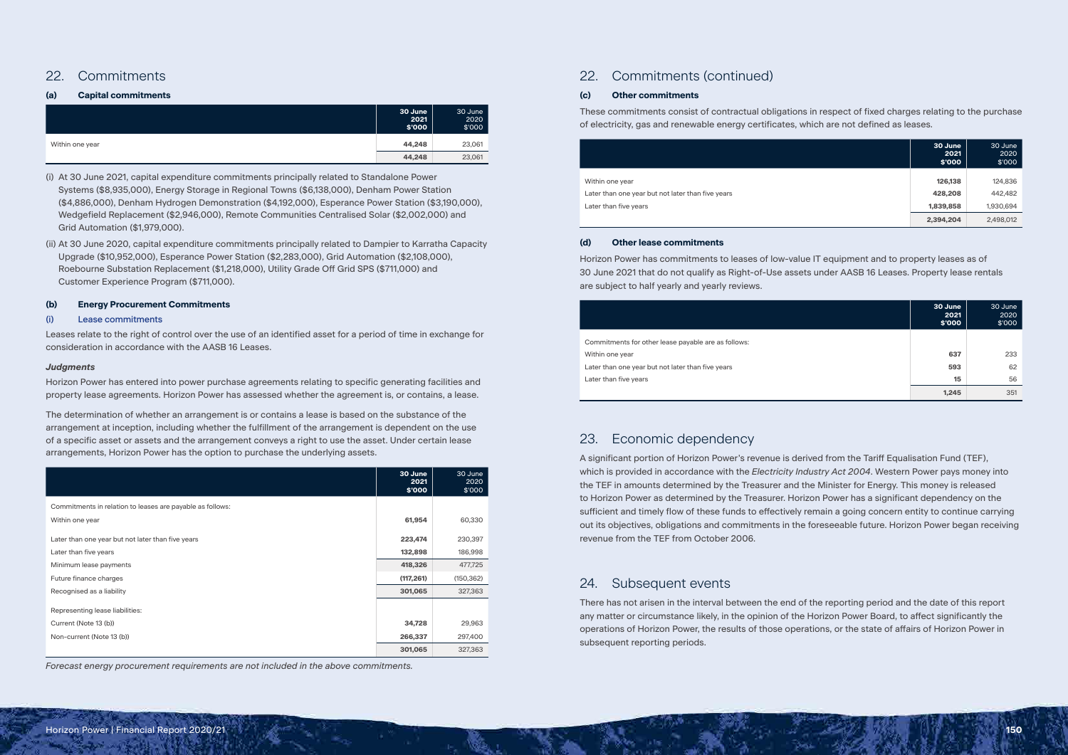## 22. Commitments

### (a) Capital commitments

| | 30 June 2021 $'000 | 30 June 2020 $'000 |
|---|---|---|
| Within one year | 44,248 | 23,061 |
| | 44,248 | 23,061 |

(i) At 30 June 2021, capital expenditure commitments principally related to Standalone Power Systems ($8,935,000), Energy Storage in Regional Towns ($6,138,000), Denham Power Station ($4,886,000), Denham Hydrogen Demonstration ($4,192,000), Esperance Power Station ($3,190,000), Wedgefield Replacement ($2,946,000), Remote Communities Centralised Solar ($2,002,000) and Grid Automation ($1,979,000).

(ii) At 30 June 2020, capital expenditure commitments principally related to Dampier to Karratha Capacity Upgrade ($10,952,000), Esperance Power Station ($2,283,000), Grid Automation ($2,108,000), Roebourne Substation Replacement ($1,218,000), Utility Grade Off Grid SPS ($711,000) and Customer Experience Program ($711,000).

### (b) Energy Procurement Commitments

#### (i) Lease commitments

Leases relate to the right of control over the use of an identified asset for a period of time in exchange for consideration in accordance with the AASB 16 Leases.

***Judgments***

Horizon Power has entered into power purchase agreements relating to specific generating facilities and property lease agreements. Horizon Power has assessed whether the agreement is, or contains, a lease.

The determination of whether an arrangement is or contains a lease is based on the substance of the arrangement at inception, including whether the fulfillment of the arrangement is dependent on the use of a specific asset or assets and the arrangement conveys a right to use the asset. Under certain lease arrangements, Horizon Power has the option to purchase the underlying assets.

| | 30 June 2021 $'000 | 30 June 2020 $'000 |
|---|---|---|
| Commitments in relation to leases are payable as follows: | | |
| Within one year | 61,954 | 60,330 |
| Later than one year but not later than five years | 223,474 | 230,397 |
| Later than five years | 132,898 | 186,998 |
| Minimum lease payments | 418,326 | 477,725 |
| Future finance charges | (117,261) | (150,362) |
| Recognised as a liability | 301,065 | 327,363 |
| Representing lease liabilities: | | |
| Current (Note 13 (b)) | 34,728 | 29,963 |
| Non-current (Note 13 (b)) | 266,337 | 297,400 |
| | 301,065 | 327,363 |

*Forecast energy procurement requirements are not included in the above commitments.*

## 22. Commitments (continued)

### (c) Other commitments

These commitments consist of contractual obligations in respect of fixed charges relating to the purchase of electricity, gas and renewable energy certificates, which are not defined as leases.

| | 30 June 2021 $'000 | 30 June 2020 $'000 |
|---|---|---|
| Within one year | 126,138 | 124,836 |
| Later than one year but not later than five years | 428,208 | 442,482 |
| Later than five years | 1,839,858 | 1,930,694 |
| | 2,394,204 | 2,498,012 |

### (d) Other lease commitments

Horizon Power has commitments to leases of low-value IT equipment and to property leases as of 30 June 2021 that do not qualify as Right-of-Use assets under AASB 16 Leases. Property lease rentals are subject to half yearly and yearly reviews.

| | 30 June 2021 $'000 | 30 June 2020 $'000 |
|---|---|---|
| Commitments for other lease payable are as follows: | | |
| Within one year | 637 | 233 |
| Later than one year but not later than five years | 593 | 62 |
| Later than five years | 15 | 56 |
| | 1,245 | 351 |

## 23. Economic dependency

A significant portion of Horizon Power's revenue is derived from the Tariff Equalisation Fund (TEF), which is provided in accordance with the *Electricity Industry Act 2004*. Western Power pays money into the TEF in amounts determined by the Treasurer and the Minister for Energy. This money is released to Horizon Power as determined by the Treasurer. Horizon Power has a significant dependency on the sufficient and timely flow of these funds to effectively remain a going concern entity to continue carrying out its objectives, obligations and commitments in the foreseeable future. Horizon Power began receiving revenue from the TEF from October 2006.

## 24. Subsequent events

There has not arisen in the interval between the end of the reporting period and the date of this report any matter or circumstance likely, in the opinion of the Horizon Power Board, to affect significantly the operations of Horizon Power, the results of those operations, or the state of affairs of Horizon Power in subsequent reporting periods.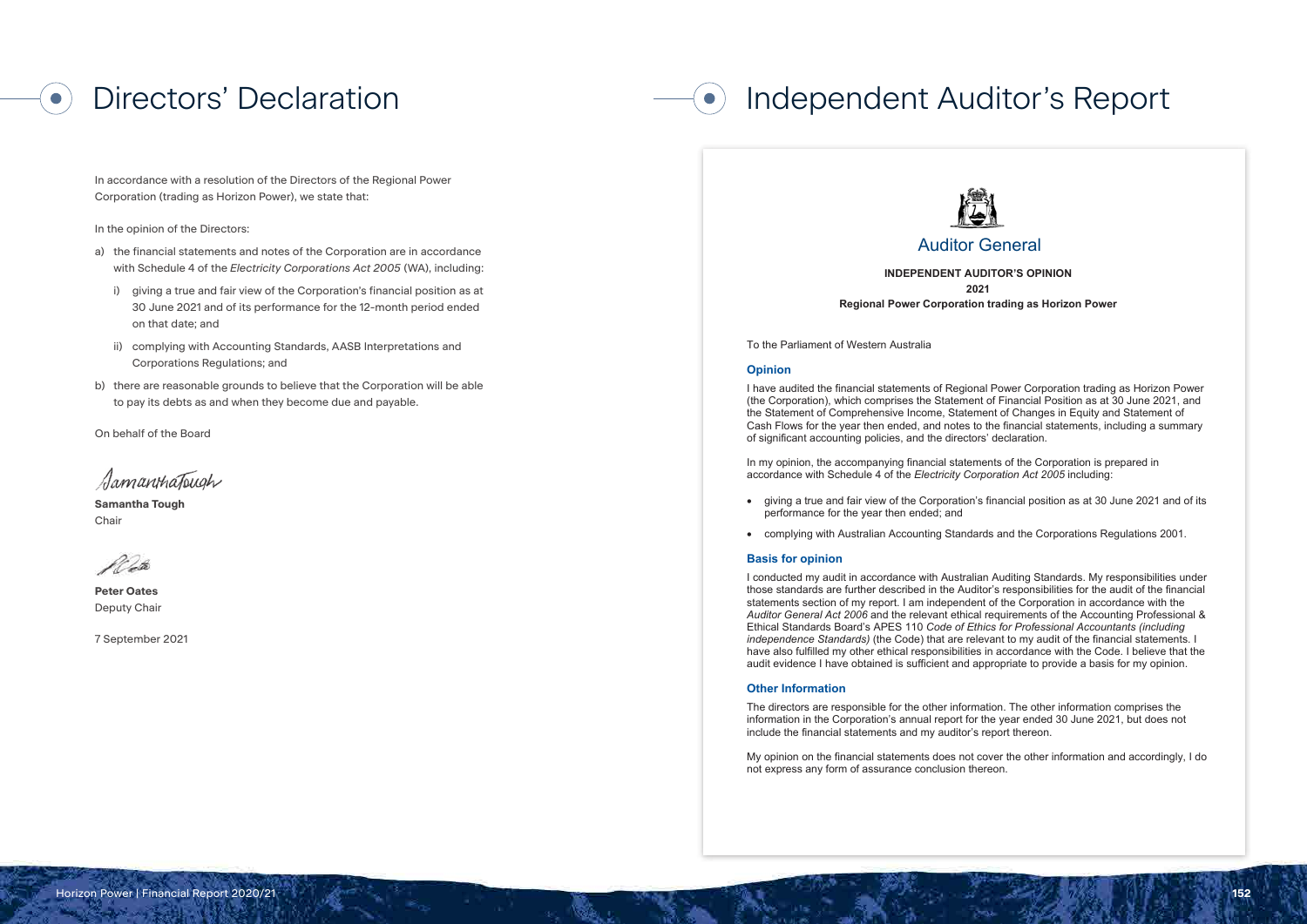# Directors' Declaration

In accordance with a resolution of the Directors of the Regional Power Corporation (trading as Horizon Power), we state that:

In the opinion of the Directors:

a) the financial statements and notes of the Corporation are in accordance with Schedule 4 of the *Electricity Corporations Act 2005* (WA), including:

   i) giving a true and fair view of the Corporation's financial position as at 30 June 2021 and of its performance for the 12-month period ended on that date; and

   ii) complying with Accounting Standards, AASB Interpretations and Corporations Regulations; and

b) there are reasonable grounds to believe that the Corporation will be able to pay its debts as and when they become due and payable.

On behalf of the Board

**Samantha Tough**
Chair

**Peter Oates**
Deputy Chair

7 September 2021

# Independent Auditor's Report

Auditor General

**INDEPENDENT AUDITOR'S OPINION**
**2021**
**Regional Power Corporation trading as Horizon Power**

To the Parliament of Western Australia

## Opinion

I have audited the financial statements of Regional Power Corporation trading as Horizon Power (the Corporation), which comprises the Statement of Financial Position as at 30 June 2021, and the Statement of Comprehensive Income, Statement of Changes in Equity and Statement of Cash Flows for the year then ended, and notes to the financial statements, including a summary of significant accounting policies, and the directors' declaration.

In my opinion, the accompanying financial statements of the Corporation is prepared in accordance with Schedule 4 of the *Electricity Corporation Act 2005* including:

- giving a true and fair view of the Corporation's financial position as at 30 June 2021 and of its performance for the year then ended; and
- complying with Australian Accounting Standards and the Corporations Regulations 2001.

## Basis for opinion

I conducted my audit in accordance with Australian Auditing Standards. My responsibilities under those standards are further described in the Auditor's responsibilities for the audit of the financial statements section of my report. I am independent of the Corporation in accordance with the *Auditor General Act 2006* and the relevant ethical requirements of the Accounting Professional & Ethical Standards Board's APES 110 *Code of Ethics for Professional Accountants (including independence Standards)* (the Code) that are relevant to my audit of the financial statements. I have also fulfilled my other ethical responsibilities in accordance with the Code. I believe that the audit evidence I have obtained is sufficient and appropriate to provide a basis for my opinion.

## Other Information

The directors are responsible for the other information. The other information comprises the information in the Corporation's annual report for the year ended 30 June 2021, but does not include the financial statements and my auditor's report thereon.

My opinion on the financial statements does not cover the other information and accordingly, I do not express any form of assurance conclusion thereon.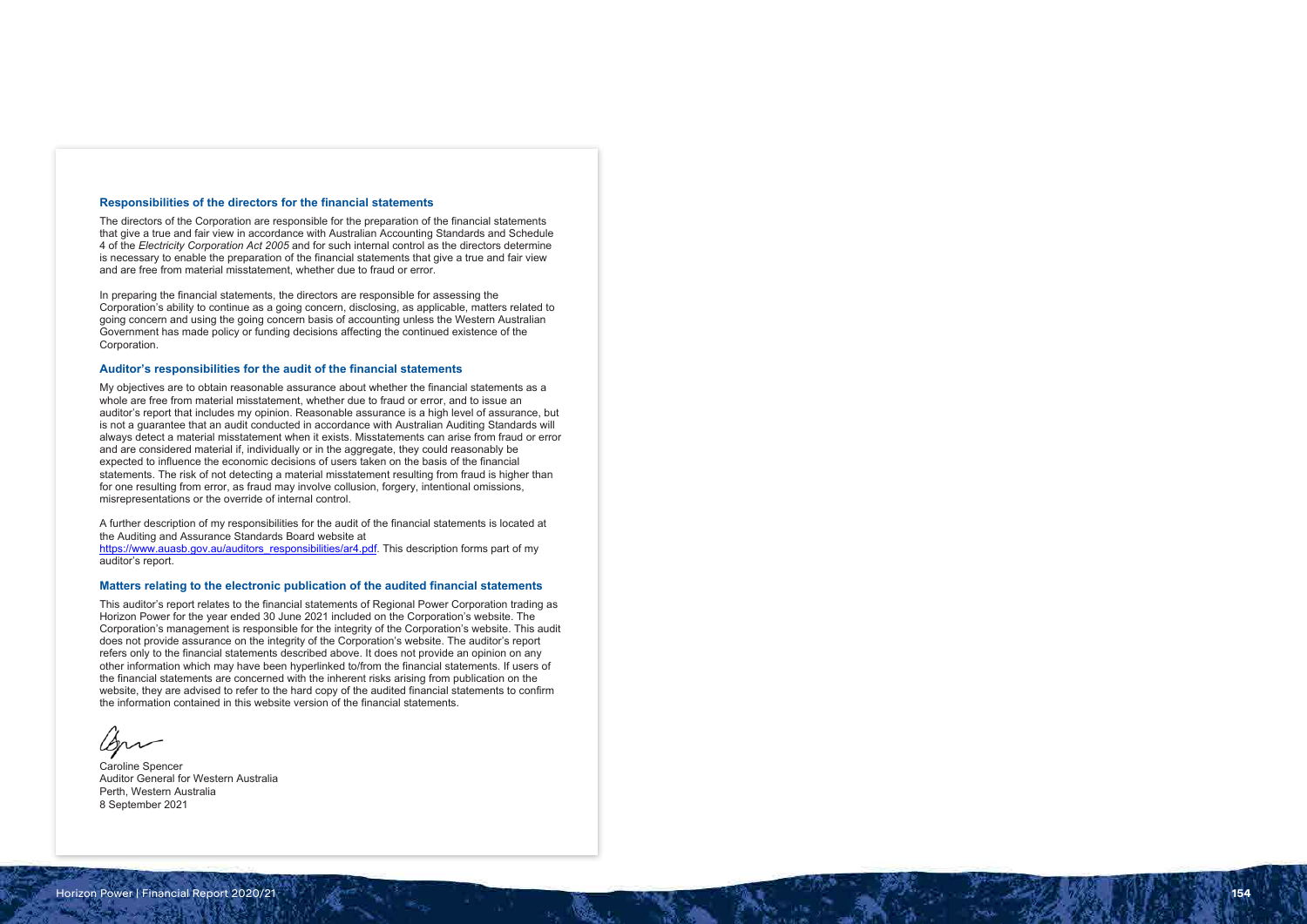### Responsibilities of the directors for the financial statements

The directors of the Corporation are responsible for the preparation of the financial statements that give a true and fair view in accordance with Australian Accounting Standards and Schedule 4 of the *Electricity Corporation Act 2005* and for such internal control as the directors determine is necessary to enable the preparation of the financial statements that give a true and fair view and are free from material misstatement, whether due to fraud or error.

In preparing the financial statements, the directors are responsible for assessing the Corporation's ability to continue as a going concern, disclosing, as applicable, matters related to going concern and using the going concern basis of accounting unless the Western Australian Government has made policy or funding decisions affecting the continued existence of the Corporation.

### Auditor's responsibilities for the audit of the financial statements

My objectives are to obtain reasonable assurance about whether the financial statements as a whole are free from material misstatement, whether due to fraud or error, and to issue an auditor's report that includes my opinion. Reasonable assurance is a high level of assurance, but is not a guarantee that an audit conducted in accordance with Australian Auditing Standards will always detect a material misstatement when it exists. Misstatements can arise from fraud or error and are considered material if, individually or in the aggregate, they could reasonably be expected to influence the economic decisions of users taken on the basis of the financial statements. The risk of not detecting a material misstatement resulting from fraud is higher than for one resulting from error, as fraud may involve collusion, forgery, intentional omissions, misrepresentations or the override of internal control.

A further description of my responsibilities for the audit of the financial statements is located at the Auditing and Assurance Standards Board website at https://www.auasb.gov.au/auditors_responsibilities/ar4.pdf. This description forms part of my auditor's report.

### Matters relating to the electronic publication of the audited financial statements

This auditor's report relates to the financial statements of Regional Power Corporation trading as Horizon Power for the year ended 30 June 2021 included on the Corporation's website. The Corporation's management is responsible for the integrity of the Corporation's website. This audit does not provide assurance on the integrity of the Corporation's website. The auditor's report refers only to the financial statements described above. It does not provide an opinion on any other information which may have been hyperlinked to/from the financial statements. If users of the financial statements are concerned with the inherent risks arising from publication on the website, they are advised to refer to the hard copy of the audited financial statements to confirm the information contained in this website version of the financial statements.

Caroline Spencer
Auditor General for Western Australia
Perth, Western Australia
8 September 2021